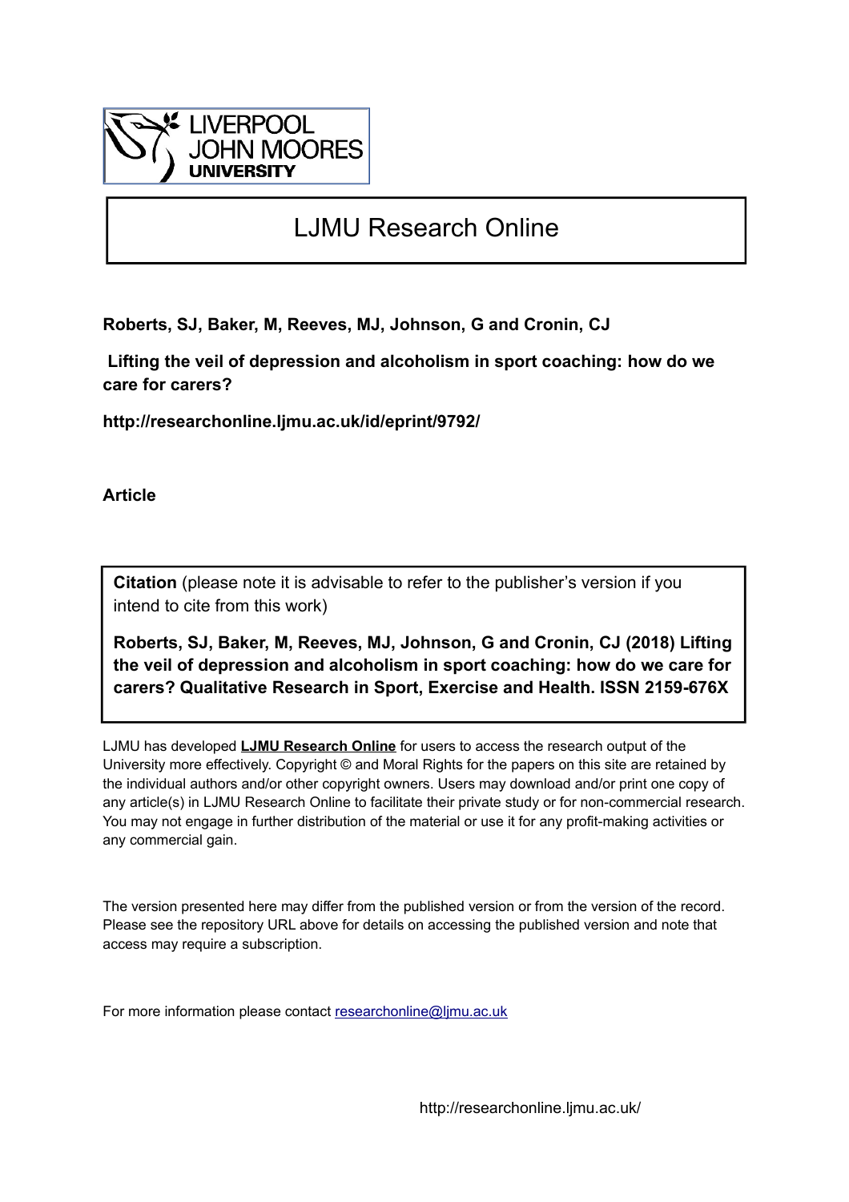LIVERPOOL JOHN MOORES UNIVERSITY

# LJMU Research Online

**Roberts, SJ, Baker, M, Reeves, MJ, Johnson, G and Cronin, CJ**

**Lifting the veil of depression and alcoholism in sport coaching: how do we care for carers?**

**http://researchonline.ljmu.ac.uk/id/eprint/9792/**

**Article**

**Citation** (please note it is advisable to refer to the publisher's version if you intend to cite from this work)

**Roberts, SJ, Baker, M, Reeves, MJ, Johnson, G and Cronin, CJ (2018) Lifting the veil of depression and alcoholism in sport coaching: how do we care for carers? Qualitative Research in Sport, Exercise and Health. ISSN 2159-676X**

LJMU has developed **LJMU Research Online** for users to access the research output of the University more effectively. Copyright © and Moral Rights for the papers on this site are retained by the individual authors and/or other copyright owners. Users may download and/or print one copy of any article(s) in LJMU Research Online to facilitate their private study or for non-commercial research. You may not engage in further distribution of the material or use it for any profit-making activities or any commercial gain.

The version presented here may differ from the published version or from the version of the record. Please see the repository URL above for details on accessing the published version and note that access may require a subscription.

For more information please contact researchonline@ljmu.ac.uk

http://researchonline.ljmu.ac.uk/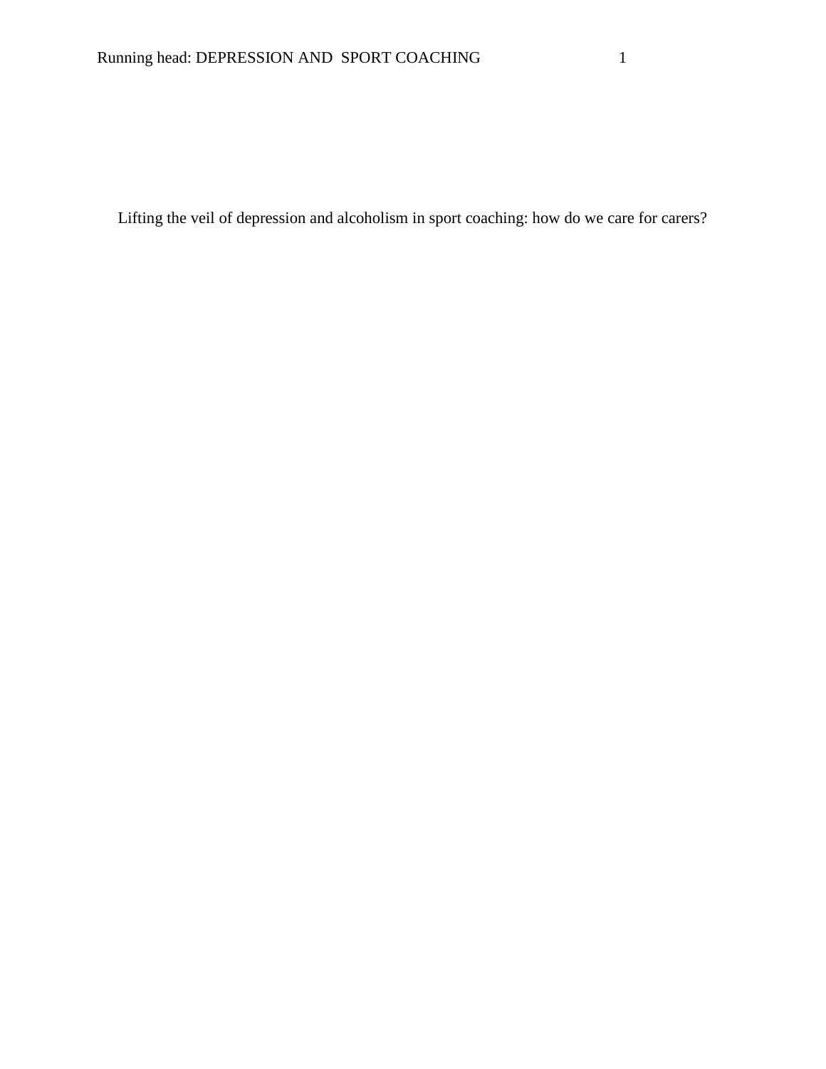Lifting the veil of depression and alcoholism in sport coaching: how do we care for carers?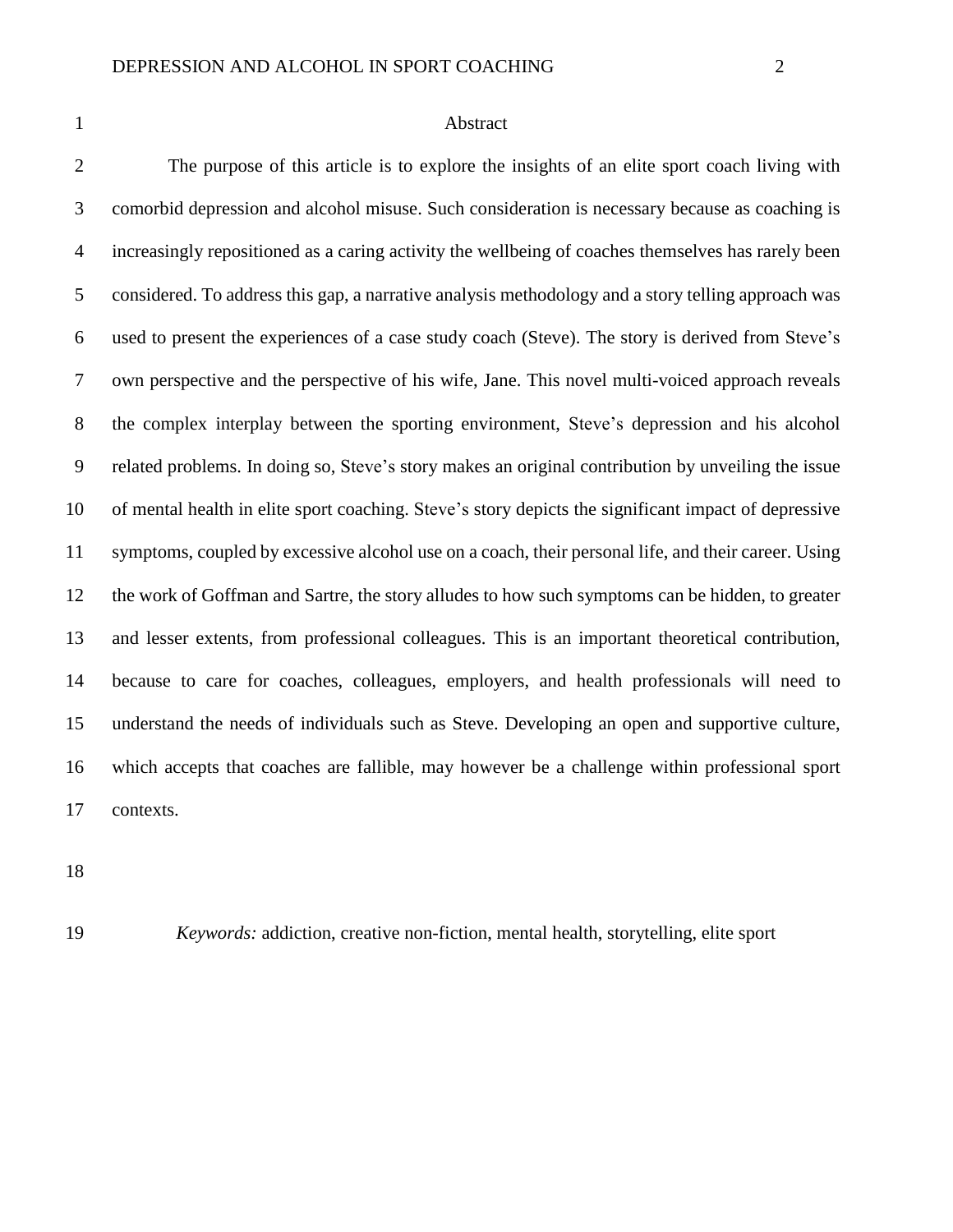# Abstract

The purpose of this article is to explore the insights of an elite sport coach living with comorbid depression and alcohol misuse. Such consideration is necessary because as coaching is increasingly repositioned as a caring activity the wellbeing of coaches themselves has rarely been considered. To address this gap, a narrative analysis methodology and a story telling approach was used to present the experiences of a case study coach (Steve). The story is derived from Steve's own perspective and the perspective of his wife, Jane. This novel multi-voiced approach reveals the complex interplay between the sporting environment, Steve's depression and his alcohol related problems. In doing so, Steve's story makes an original contribution by unveiling the issue of mental health in elite sport coaching. Steve's story depicts the significant impact of depressive symptoms, coupled by excessive alcohol use on a coach, their personal life, and their career. Using the work of Goffman and Sartre, the story alludes to how such symptoms can be hidden, to greater and lesser extents, from professional colleagues. This is an important theoretical contribution, because to care for coaches, colleagues, employers, and health professionals will need to understand the needs of individuals such as Steve. Developing an open and supportive culture, which accepts that coaches are fallible, may however be a challenge within professional sport contexts.

*Keywords:* addiction, creative non-fiction, mental health, storytelling, elite sport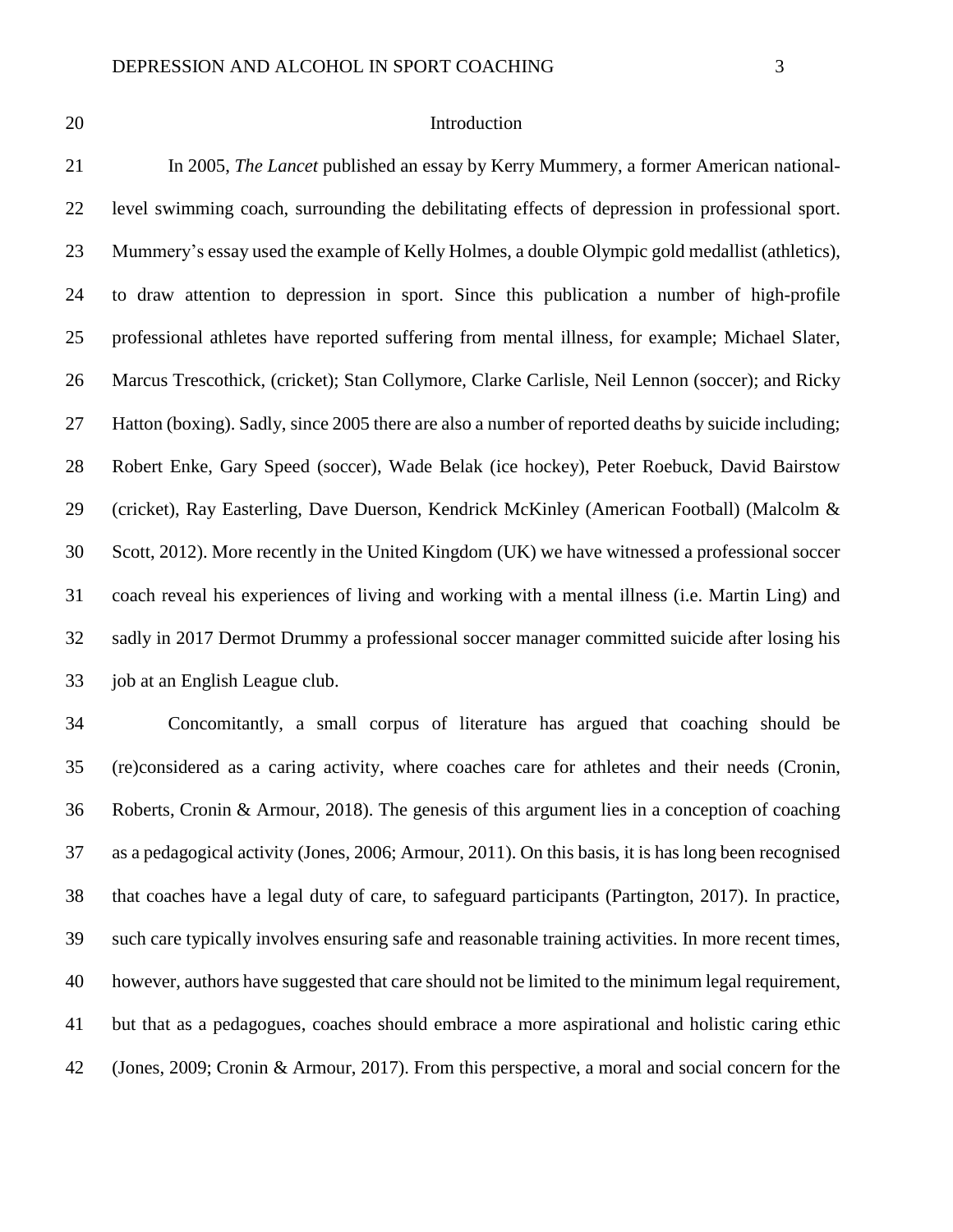## Introduction

In 2005, *The Lancet* published an essay by Kerry Mummery, a former American national-level swimming coach, surrounding the debilitating effects of depression in professional sport. Mummery's essay used the example of Kelly Holmes, a double Olympic gold medallist (athletics), to draw attention to depression in sport. Since this publication a number of high-profile professional athletes have reported suffering from mental illness, for example; Michael Slater, Marcus Trescothick, (cricket); Stan Collymore, Clarke Carlisle, Neil Lennon (soccer); and Ricky Hatton (boxing). Sadly, since 2005 there are also a number of reported deaths by suicide including; Robert Enke, Gary Speed (soccer), Wade Belak (ice hockey), Peter Roebuck, David Bairstow (cricket), Ray Easterling, Dave Duerson, Kendrick McKinley (American Football) (Malcolm & Scott, 2012). More recently in the United Kingdom (UK) we have witnessed a professional soccer coach reveal his experiences of living and working with a mental illness (i.e. Martin Ling) and sadly in 2017 Dermot Drummy a professional soccer manager committed suicide after losing his job at an English League club.

Concomitantly, a small corpus of literature has argued that coaching should be (re)considered as a caring activity, where coaches care for athletes and their needs (Cronin, Roberts, Cronin & Armour, 2018). The genesis of this argument lies in a conception of coaching as a pedagogical activity (Jones, 2006; Armour, 2011). On this basis, it is has long been recognised that coaches have a legal duty of care, to safeguard participants (Partington, 2017). In practice, such care typically involves ensuring safe and reasonable training activities. In more recent times, however, authors have suggested that care should not be limited to the minimum legal requirement, but that as a pedagogues, coaches should embrace a more aspirational and holistic caring ethic (Jones, 2009; Cronin & Armour, 2017). From this perspective, a moral and social concern for the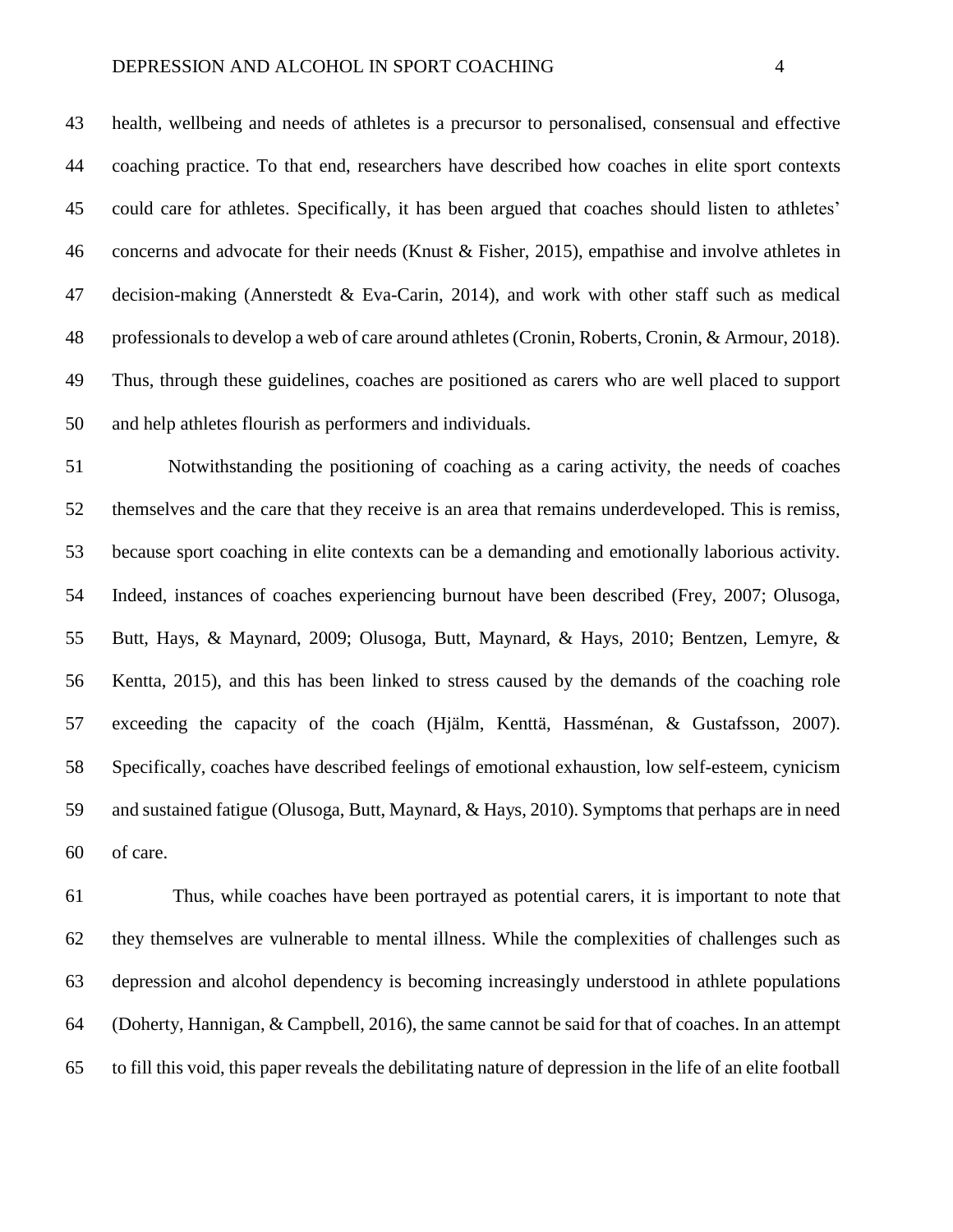health, wellbeing and needs of athletes is a precursor to personalised, consensual and effective coaching practice. To that end, researchers have described how coaches in elite sport contexts could care for athletes. Specifically, it has been argued that coaches should listen to athletes' concerns and advocate for their needs (Knust & Fisher, 2015), empathise and involve athletes in decision-making (Annerstedt & Eva-Carin, 2014), and work with other staff such as medical professionals to develop a web of care around athletes (Cronin, Roberts, Cronin, & Armour, 2018). Thus, through these guidelines, coaches are positioned as carers who are well placed to support and help athletes flourish as performers and individuals.

Notwithstanding the positioning of coaching as a caring activity, the needs of coaches themselves and the care that they receive is an area that remains underdeveloped. This is remiss, because sport coaching in elite contexts can be a demanding and emotionally laborious activity. Indeed, instances of coaches experiencing burnout have been described (Frey, 2007; Olusoga, Butt, Hays, & Maynard, 2009; Olusoga, Butt, Maynard, & Hays, 2010; Bentzen, Lemyre, & Kentta, 2015), and this has been linked to stress caused by the demands of the coaching role exceeding the capacity of the coach (Hjälm, Kenttä, Hassménan, & Gustafsson, 2007). Specifically, coaches have described feelings of emotional exhaustion, low self-esteem, cynicism and sustained fatigue (Olusoga, Butt, Maynard, & Hays, 2010). Symptoms that perhaps are in need of care.

Thus, while coaches have been portrayed as potential carers, it is important to note that they themselves are vulnerable to mental illness. While the complexities of challenges such as depression and alcohol dependency is becoming increasingly understood in athlete populations (Doherty, Hannigan, & Campbell, 2016), the same cannot be said for that of coaches. In an attempt to fill this void, this paper reveals the debilitating nature of depression in the life of an elite football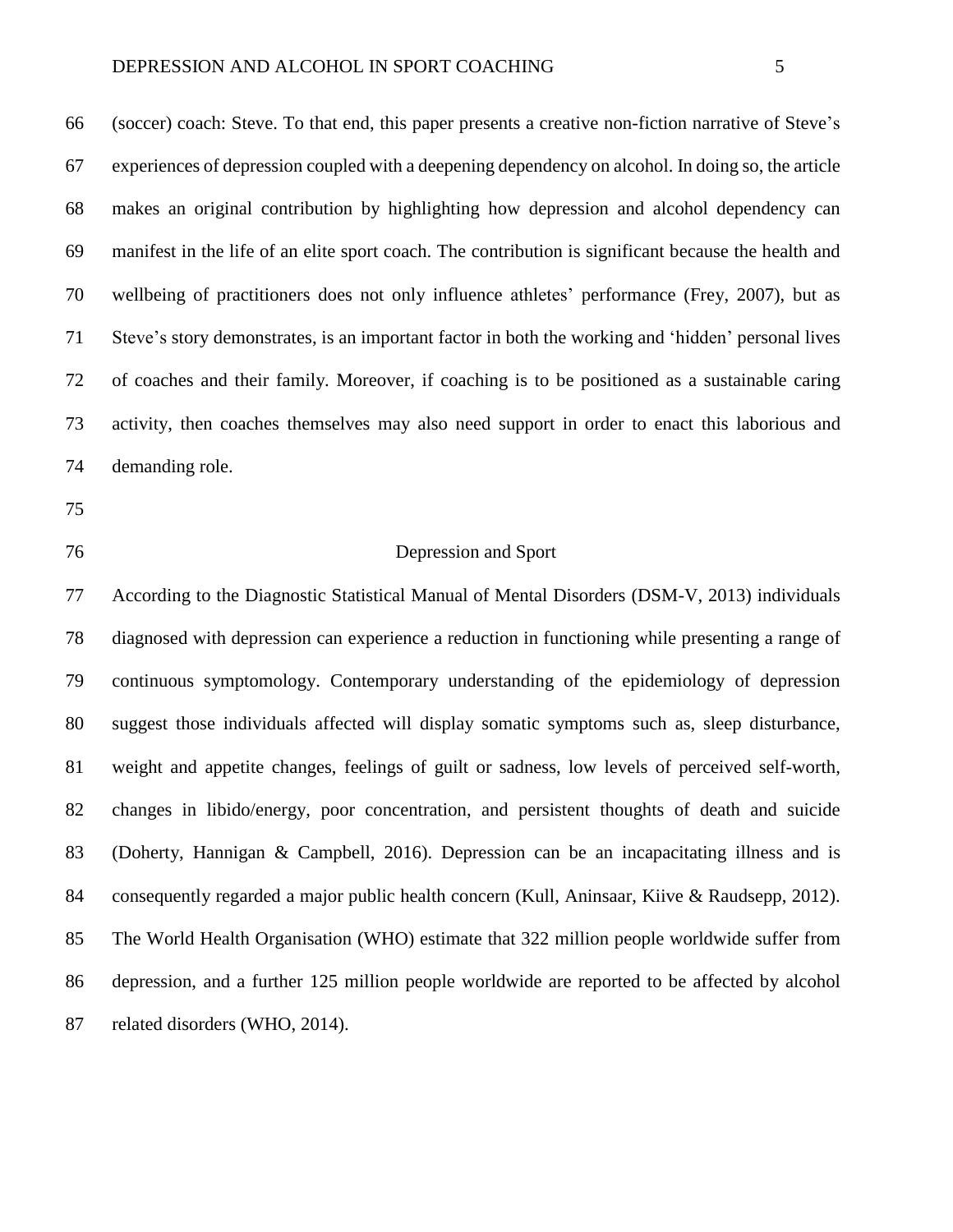(soccer) coach: Steve. To that end, this paper presents a creative non-fiction narrative of Steve's experiences of depression coupled with a deepening dependency on alcohol. In doing so, the article makes an original contribution by highlighting how depression and alcohol dependency can manifest in the life of an elite sport coach. The contribution is significant because the health and wellbeing of practitioners does not only influence athletes' performance (Frey, 2007), but as Steve's story demonstrates, is an important factor in both the working and 'hidden' personal lives of coaches and their family. Moreover, if coaching is to be positioned as a sustainable caring activity, then coaches themselves may also need support in order to enact this laborious and demanding role.

## Depression and Sport

According to the Diagnostic Statistical Manual of Mental Disorders (DSM-V, 2013) individuals diagnosed with depression can experience a reduction in functioning while presenting a range of continuous symptomology. Contemporary understanding of the epidemiology of depression suggest those individuals affected will display somatic symptoms such as, sleep disturbance, weight and appetite changes, feelings of guilt or sadness, low levels of perceived self-worth, changes in libido/energy, poor concentration, and persistent thoughts of death and suicide (Doherty, Hannigan & Campbell, 2016). Depression can be an incapacitating illness and is consequently regarded a major public health concern (Kull, Aninsaar, Kiive & Raudsepp, 2012). The World Health Organisation (WHO) estimate that 322 million people worldwide suffer from depression, and a further 125 million people worldwide are reported to be affected by alcohol related disorders (WHO, 2014).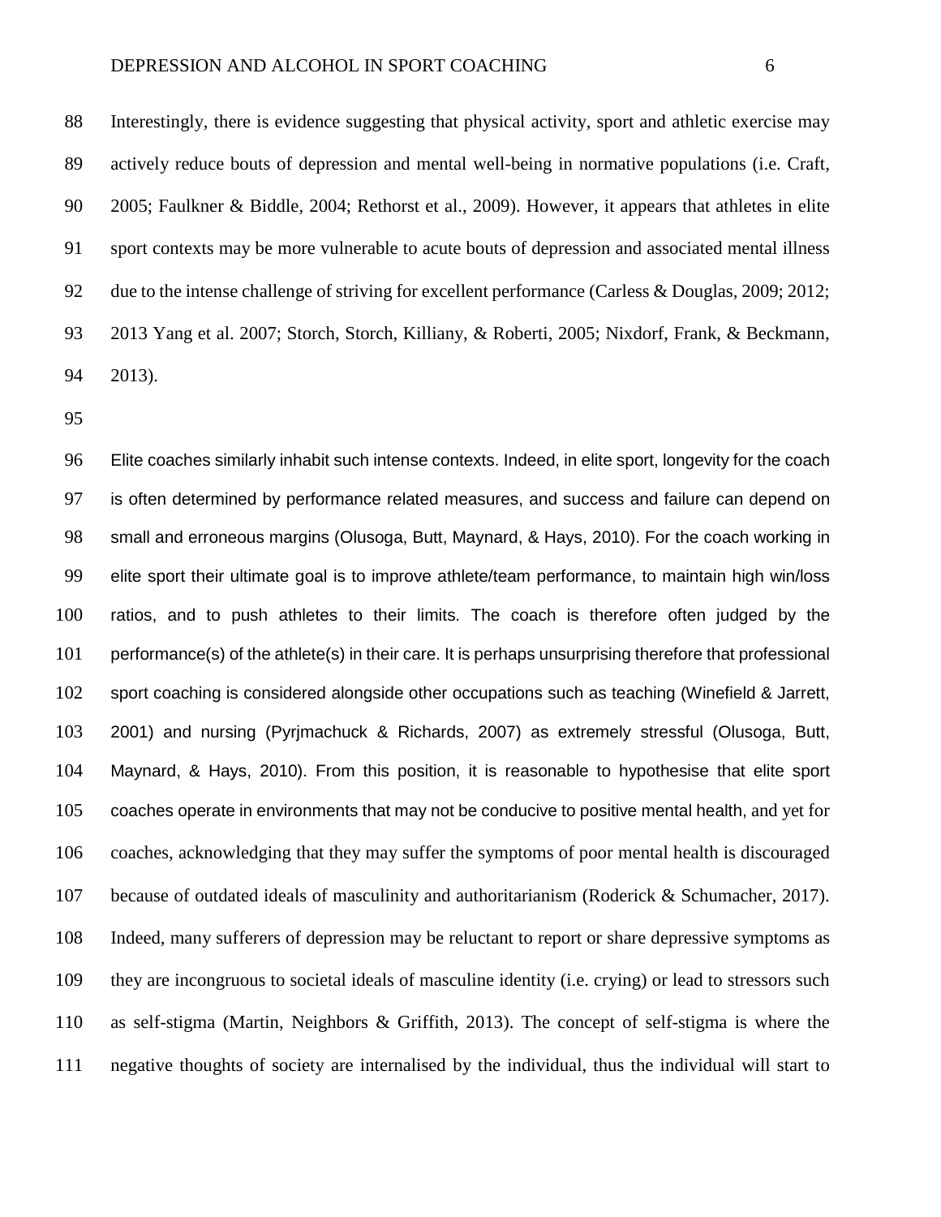Interestingly, there is evidence suggesting that physical activity, sport and athletic exercise may actively reduce bouts of depression and mental well-being in normative populations (i.e. Craft, 2005; Faulkner & Biddle, 2004; Rethorst et al., 2009). However, it appears that athletes in elite sport contexts may be more vulnerable to acute bouts of depression and associated mental illness due to the intense challenge of striving for excellent performance (Carless & Douglas, 2009; 2012; 2013 Yang et al. 2007; Storch, Storch, Killiany, & Roberti, 2005; Nixdorf, Frank, & Beckmann, 2013).

Elite coaches similarly inhabit such intense contexts. Indeed, in elite sport, longevity for the coach is often determined by performance related measures, and success and failure can depend on small and erroneous margins (Olusoga, Butt, Maynard, & Hays, 2010). For the coach working in elite sport their ultimate goal is to improve athlete/team performance, to maintain high win/loss ratios, and to push athletes to their limits. The coach is therefore often judged by the performance(s) of the athlete(s) in their care. It is perhaps unsurprising therefore that professional sport coaching is considered alongside other occupations such as teaching (Winefield & Jarrett, 2001) and nursing (Pyrjmachuck & Richards, 2007) as extremely stressful (Olusoga, Butt, Maynard, & Hays, 2010). From this position, it is reasonable to hypothesise that elite sport coaches operate in environments that may not be conducive to positive mental health, and yet for coaches, acknowledging that they may suffer the symptoms of poor mental health is discouraged because of outdated ideals of masculinity and authoritarianism (Roderick & Schumacher, 2017). Indeed, many sufferers of depression may be reluctant to report or share depressive symptoms as they are incongruous to societal ideals of masculine identity (i.e. crying) or lead to stressors such as self-stigma (Martin, Neighbors & Griffith, 2013). The concept of self-stigma is where the negative thoughts of society are internalised by the individual, thus the individual will start to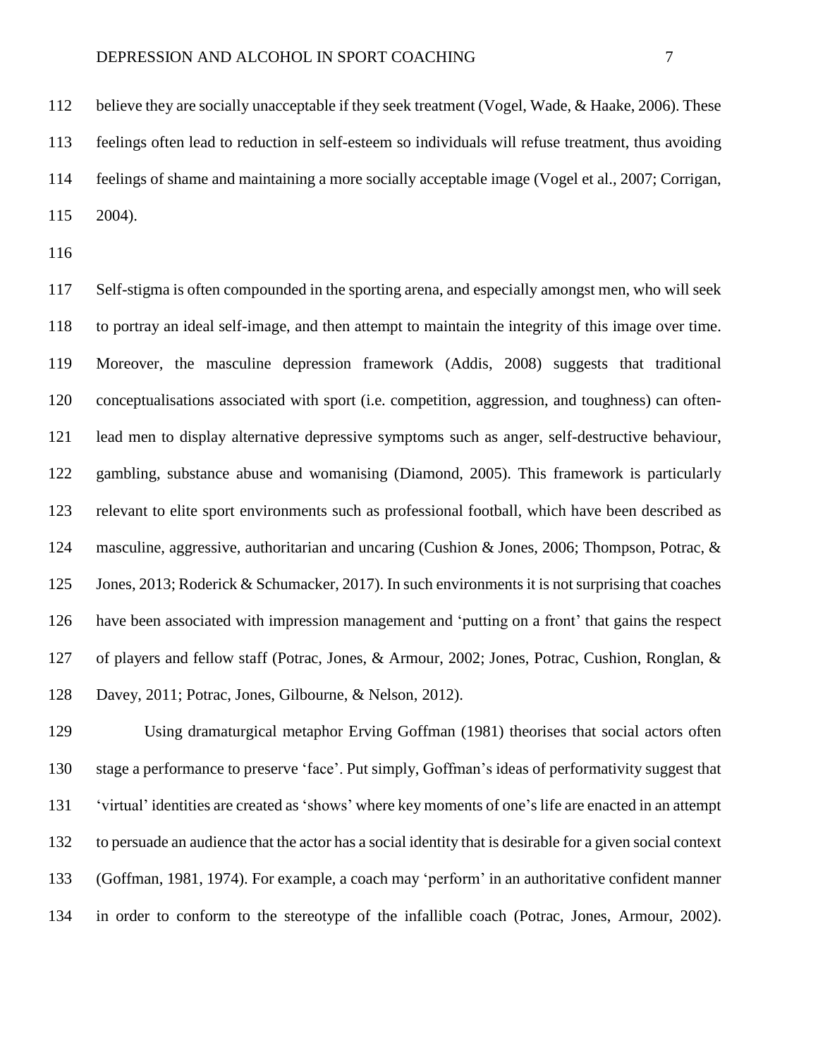believe they are socially unacceptable if they seek treatment (Vogel, Wade, & Haake, 2006). These feelings often lead to reduction in self-esteem so individuals will refuse treatment, thus avoiding feelings of shame and maintaining a more socially acceptable image (Vogel et al., 2007; Corrigan, 2004).

Self-stigma is often compounded in the sporting arena, and especially amongst men, who will seek to portray an ideal self-image, and then attempt to maintain the integrity of this image over time. Moreover, the masculine depression framework (Addis, 2008) suggests that traditional conceptualisations associated with sport (i.e. competition, aggression, and toughness) can often-lead men to display alternative depressive symptoms such as anger, self-destructive behaviour, gambling, substance abuse and womanising (Diamond, 2005). This framework is particularly relevant to elite sport environments such as professional football, which have been described as masculine, aggressive, authoritarian and uncaring (Cushion & Jones, 2006; Thompson, Potrac, & Jones, 2013; Roderick & Schumacker, 2017). In such environments it is not surprising that coaches have been associated with impression management and 'putting on a front' that gains the respect of players and fellow staff (Potrac, Jones, & Armour, 2002; Jones, Potrac, Cushion, Ronglan, & Davey, 2011; Potrac, Jones, Gilbourne, & Nelson, 2012).

Using dramaturgical metaphor Erving Goffman (1981) theorises that social actors often stage a performance to preserve 'face'. Put simply, Goffman's ideas of performativity suggest that 'virtual' identities are created as 'shows' where key moments of one's life are enacted in an attempt to persuade an audience that the actor has a social identity that is desirable for a given social context (Goffman, 1981, 1974). For example, a coach may 'perform' in an authoritative confident manner in order to conform to the stereotype of the infallible coach (Potrac, Jones, Armour, 2002).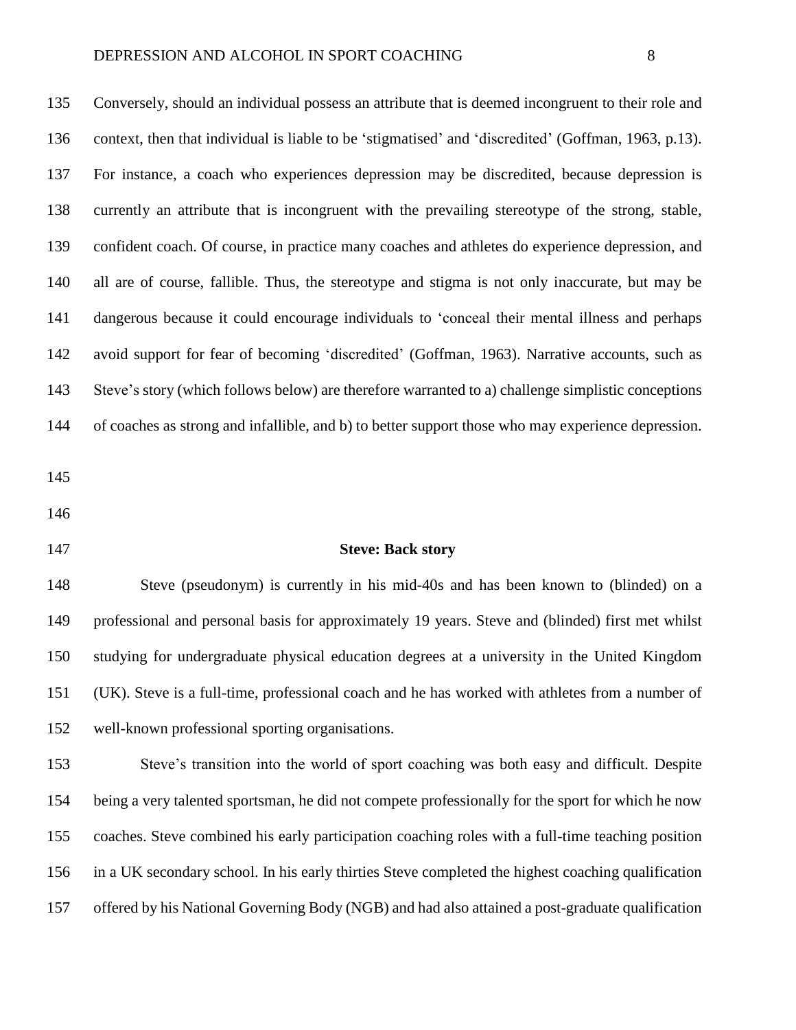Conversely, should an individual possess an attribute that is deemed incongruent to their role and context, then that individual is liable to be 'stigmatised' and 'discredited' (Goffman, 1963, p.13). For instance, a coach who experiences depression may be discredited, because depression is currently an attribute that is incongruent with the prevailing stereotype of the strong, stable, confident coach. Of course, in practice many coaches and athletes do experience depression, and all are of course, fallible. Thus, the stereotype and stigma is not only inaccurate, but may be dangerous because it could encourage individuals to 'conceal their mental illness and perhaps avoid support for fear of becoming 'discredited' (Goffman, 1963). Narrative accounts, such as Steve's story (which follows below) are therefore warranted to a) challenge simplistic conceptions of coaches as strong and infallible, and b) to better support those who may experience depression.

## Steve: Back story

Steve (pseudonym) is currently in his mid-40s and has been known to (blinded) on a professional and personal basis for approximately 19 years. Steve and (blinded) first met whilst studying for undergraduate physical education degrees at a university in the United Kingdom (UK). Steve is a full-time, professional coach and he has worked with athletes from a number of well-known professional sporting organisations.

Steve's transition into the world of sport coaching was both easy and difficult. Despite being a very talented sportsman, he did not compete professionally for the sport for which he now coaches. Steve combined his early participation coaching roles with a full-time teaching position in a UK secondary school. In his early thirties Steve completed the highest coaching qualification offered by his National Governing Body (NGB) and had also attained a post-graduate qualification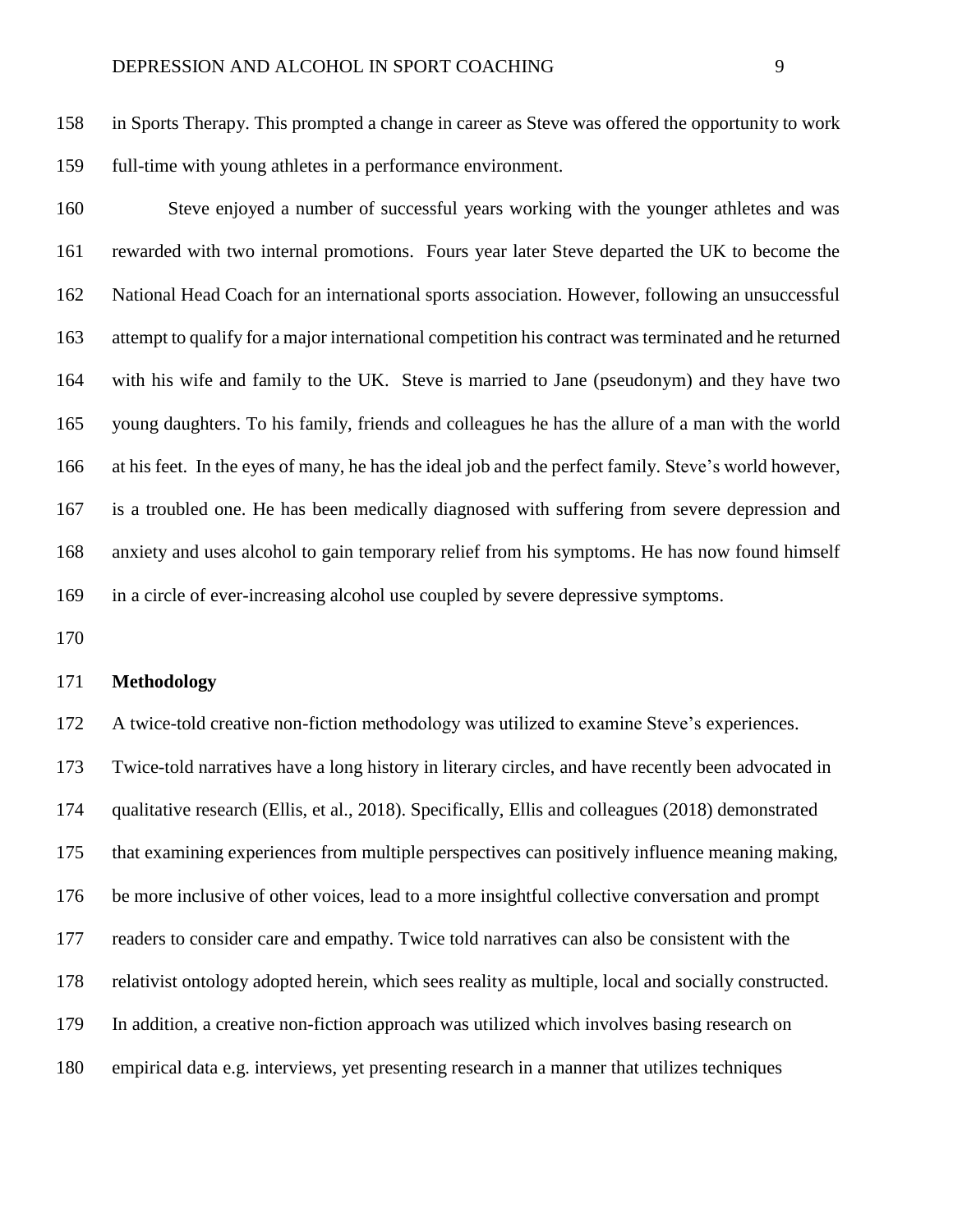in Sports Therapy. This prompted a change in career as Steve was offered the opportunity to work full-time with young athletes in a performance environment.

Steve enjoyed a number of successful years working with the younger athletes and was rewarded with two internal promotions. Fours year later Steve departed the UK to become the National Head Coach for an international sports association. However, following an unsuccessful attempt to qualify for a major international competition his contract was terminated and he returned with his wife and family to the UK. Steve is married to Jane (pseudonym) and they have two young daughters. To his family, friends and colleagues he has the allure of a man with the world at his feet. In the eyes of many, he has the ideal job and the perfect family. Steve's world however, is a troubled one. He has been medically diagnosed with suffering from severe depression and anxiety and uses alcohol to gain temporary relief from his symptoms. He has now found himself in a circle of ever-increasing alcohol use coupled by severe depressive symptoms.

**Methodology**

A twice-told creative non-fiction methodology was utilized to examine Steve's experiences. Twice-told narratives have a long history in literary circles, and have recently been advocated in qualitative research (Ellis, et al., 2018). Specifically, Ellis and colleagues (2018) demonstrated that examining experiences from multiple perspectives can positively influence meaning making, be more inclusive of other voices, lead to a more insightful collective conversation and prompt readers to consider care and empathy. Twice told narratives can also be consistent with the relativist ontology adopted herein, which sees reality as multiple, local and socially constructed. In addition, a creative non-fiction approach was utilized which involves basing research on empirical data e.g. interviews, yet presenting research in a manner that utilizes techniques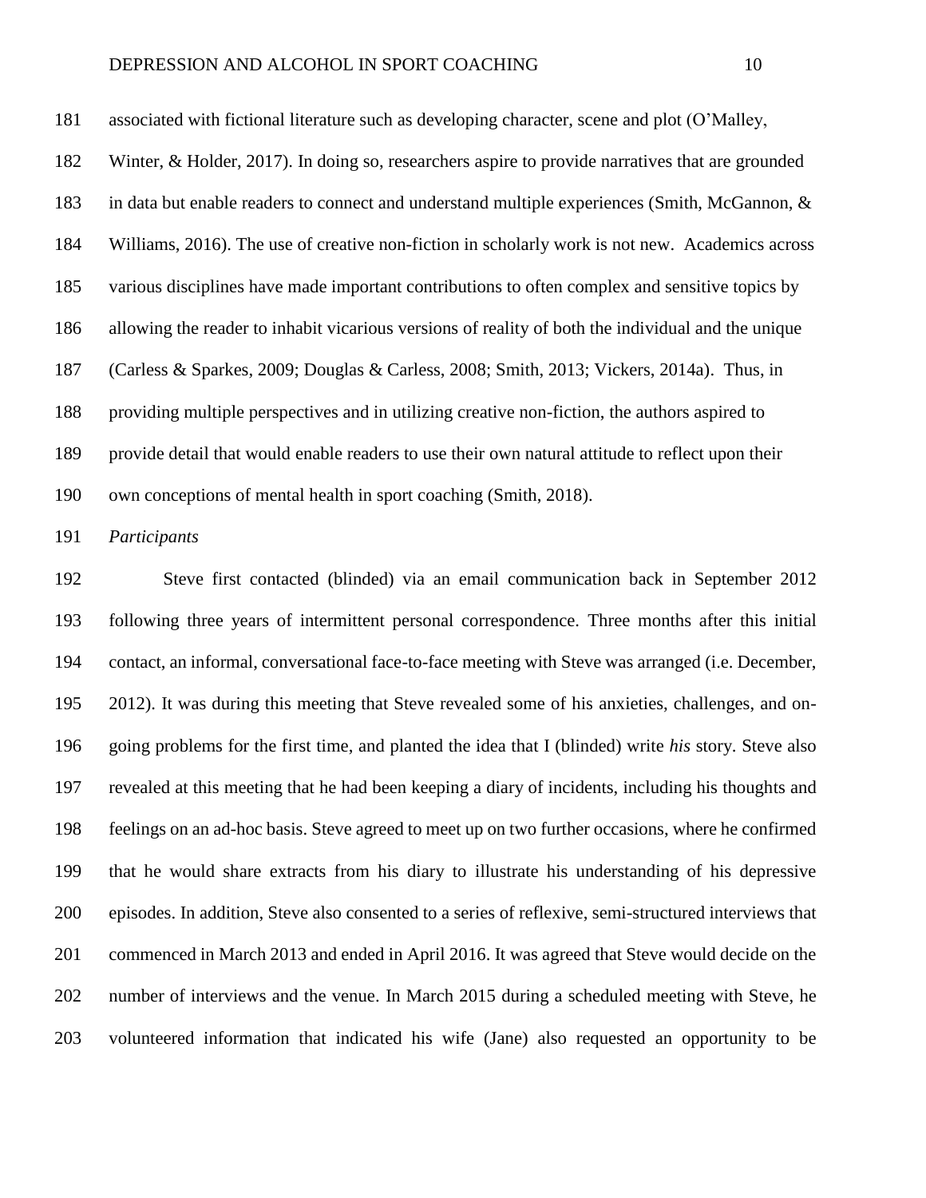associated with fictional literature such as developing character, scene and plot (O'Malley, Winter, & Holder, 2017). In doing so, researchers aspire to provide narratives that are grounded in data but enable readers to connect and understand multiple experiences (Smith, McGannon, & Williams, 2016). The use of creative non-fiction in scholarly work is not new. Academics across various disciplines have made important contributions to often complex and sensitive topics by allowing the reader to inhabit vicarious versions of reality of both the individual and the unique (Carless & Sparkes, 2009; Douglas & Carless, 2008; Smith, 2013; Vickers, 2014a). Thus, in providing multiple perspectives and in utilizing creative non-fiction, the authors aspired to provide detail that would enable readers to use their own natural attitude to reflect upon their own conceptions of mental health in sport coaching (Smith, 2018).

*Participants*

Steve first contacted (blinded) via an email communication back in September 2012 following three years of intermittent personal correspondence. Three months after this initial contact, an informal, conversational face-to-face meeting with Steve was arranged (i.e. December, 2012). It was during this meeting that Steve revealed some of his anxieties, challenges, and on-going problems for the first time, and planted the idea that I (blinded) write *his* story. Steve also revealed at this meeting that he had been keeping a diary of incidents, including his thoughts and feelings on an ad-hoc basis. Steve agreed to meet up on two further occasions, where he confirmed that he would share extracts from his diary to illustrate his understanding of his depressive episodes. In addition, Steve also consented to a series of reflexive, semi-structured interviews that commenced in March 2013 and ended in April 2016. It was agreed that Steve would decide on the number of interviews and the venue. In March 2015 during a scheduled meeting with Steve, he volunteered information that indicated his wife (Jane) also requested an opportunity to be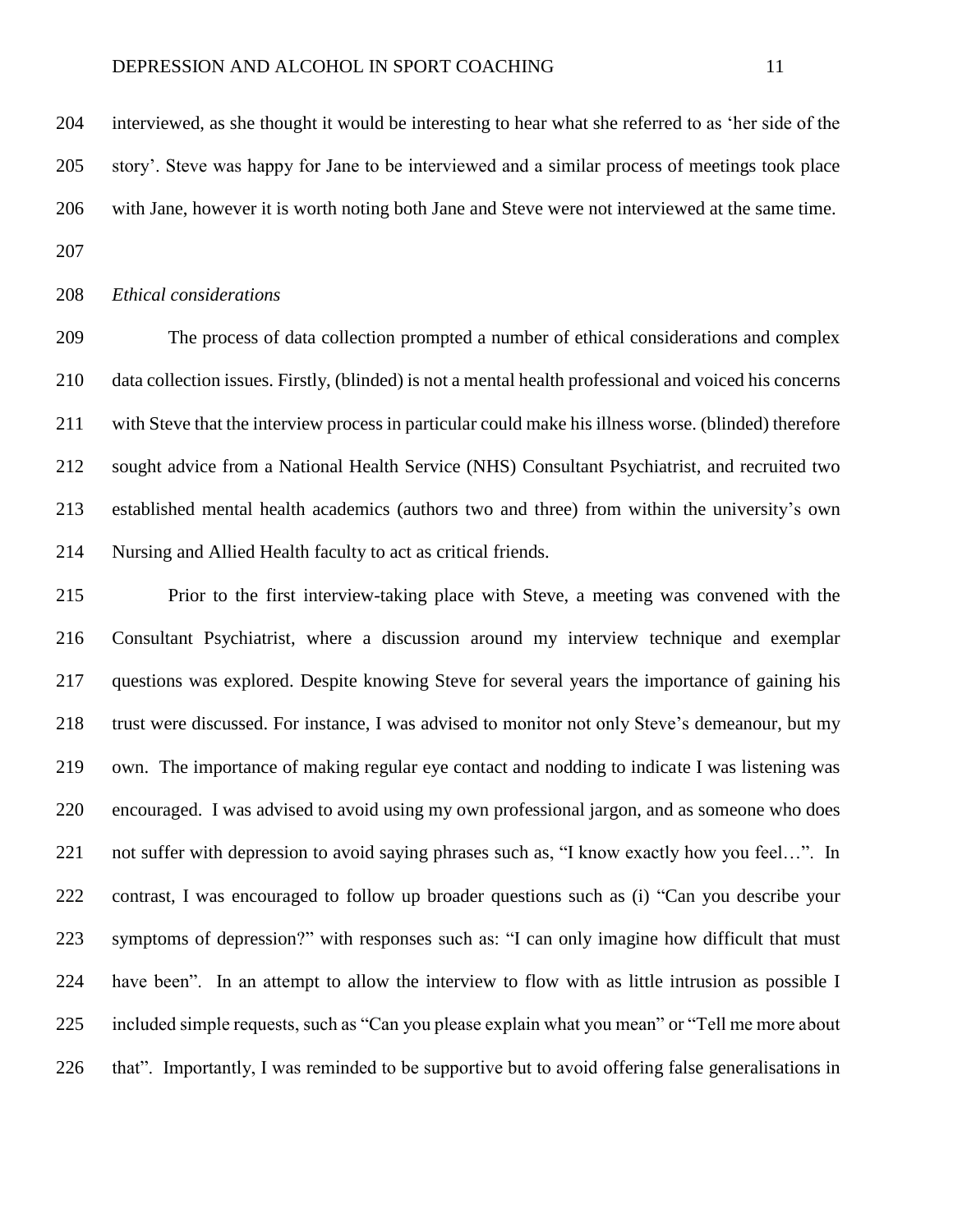interviewed, as she thought it would be interesting to hear what she referred to as 'her side of the story'. Steve was happy for Jane to be interviewed and a similar process of meetings took place with Jane, however it is worth noting both Jane and Steve were not interviewed at the same time.

*Ethical considerations*

The process of data collection prompted a number of ethical considerations and complex data collection issues. Firstly, (blinded) is not a mental health professional and voiced his concerns with Steve that the interview process in particular could make his illness worse. (blinded) therefore sought advice from a National Health Service (NHS) Consultant Psychiatrist, and recruited two established mental health academics (authors two and three) from within the university's own Nursing and Allied Health faculty to act as critical friends.

Prior to the first interview-taking place with Steve, a meeting was convened with the Consultant Psychiatrist, where a discussion around my interview technique and exemplar questions was explored. Despite knowing Steve for several years the importance of gaining his trust were discussed. For instance, I was advised to monitor not only Steve's demeanour, but my own. The importance of making regular eye contact and nodding to indicate I was listening was encouraged. I was advised to avoid using my own professional jargon, and as someone who does not suffer with depression to avoid saying phrases such as, "I know exactly how you feel…". In contrast, I was encouraged to follow up broader questions such as (i) "Can you describe your symptoms of depression?" with responses such as: "I can only imagine how difficult that must have been". In an attempt to allow the interview to flow with as little intrusion as possible I included simple requests, such as "Can you please explain what you mean" or "Tell me more about that". Importantly, I was reminded to be supportive but to avoid offering false generalisations in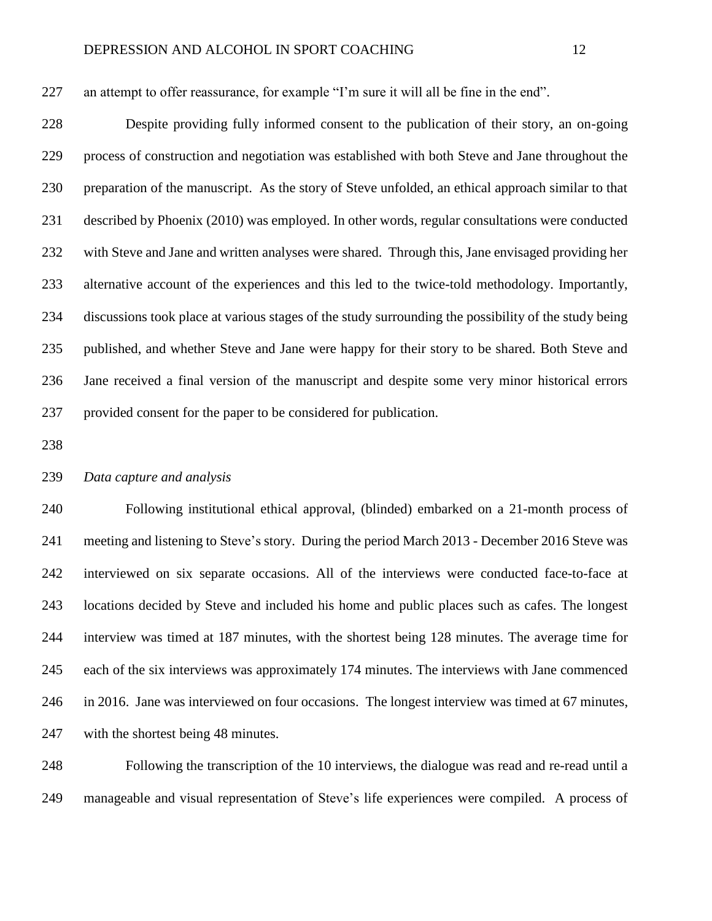an attempt to offer reassurance, for example "I'm sure it will all be fine in the end".

Despite providing fully informed consent to the publication of their story, an on-going process of construction and negotiation was established with both Steve and Jane throughout the preparation of the manuscript. As the story of Steve unfolded, an ethical approach similar to that described by Phoenix (2010) was employed. In other words, regular consultations were conducted with Steve and Jane and written analyses were shared. Through this, Jane envisaged providing her alternative account of the experiences and this led to the twice-told methodology. Importantly, discussions took place at various stages of the study surrounding the possibility of the study being published, and whether Steve and Jane were happy for their story to be shared. Both Steve and Jane received a final version of the manuscript and despite some very minor historical errors provided consent for the paper to be considered for publication.

*Data capture and analysis*

Following institutional ethical approval, (blinded) embarked on a 21-month process of meeting and listening to Steve's story. During the period March 2013 - December 2016 Steve was interviewed on six separate occasions. All of the interviews were conducted face-to-face at locations decided by Steve and included his home and public places such as cafes. The longest interview was timed at 187 minutes, with the shortest being 128 minutes. The average time for each of the six interviews was approximately 174 minutes. The interviews with Jane commenced in 2016. Jane was interviewed on four occasions. The longest interview was timed at 67 minutes, with the shortest being 48 minutes.

Following the transcription of the 10 interviews, the dialogue was read and re-read until a manageable and visual representation of Steve's life experiences were compiled. A process of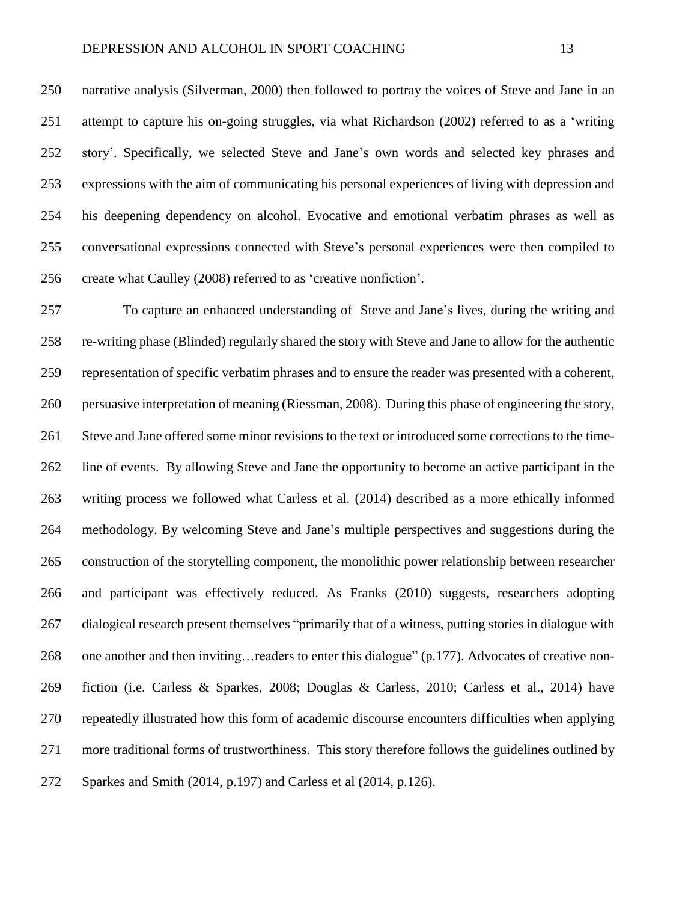narrative analysis (Silverman, 2000) then followed to portray the voices of Steve and Jane in an attempt to capture his on-going struggles, via what Richardson (2002) referred to as a 'writing story'. Specifically, we selected Steve and Jane's own words and selected key phrases and expressions with the aim of communicating his personal experiences of living with depression and his deepening dependency on alcohol. Evocative and emotional verbatim phrases as well as conversational expressions connected with Steve's personal experiences were then compiled to create what Caulley (2008) referred to as 'creative nonfiction'.

To capture an enhanced understanding of Steve and Jane's lives, during the writing and re-writing phase (Blinded) regularly shared the story with Steve and Jane to allow for the authentic representation of specific verbatim phrases and to ensure the reader was presented with a coherent, persuasive interpretation of meaning (Riessman, 2008). During this phase of engineering the story, Steve and Jane offered some minor revisions to the text or introduced some corrections to the time-line of events. By allowing Steve and Jane the opportunity to become an active participant in the writing process we followed what Carless et al. (2014) described as a more ethically informed methodology. By welcoming Steve and Jane's multiple perspectives and suggestions during the construction of the storytelling component, the monolithic power relationship between researcher and participant was effectively reduced. As Franks (2010) suggests, researchers adopting dialogical research present themselves "primarily that of a witness, putting stories in dialogue with one another and then inviting…readers to enter this dialogue" (p.177). Advocates of creative non-fiction (i.e. Carless & Sparkes, 2008; Douglas & Carless, 2010; Carless et al., 2014) have repeatedly illustrated how this form of academic discourse encounters difficulties when applying more traditional forms of trustworthiness. This story therefore follows the guidelines outlined by Sparkes and Smith (2014, p.197) and Carless et al (2014, p.126).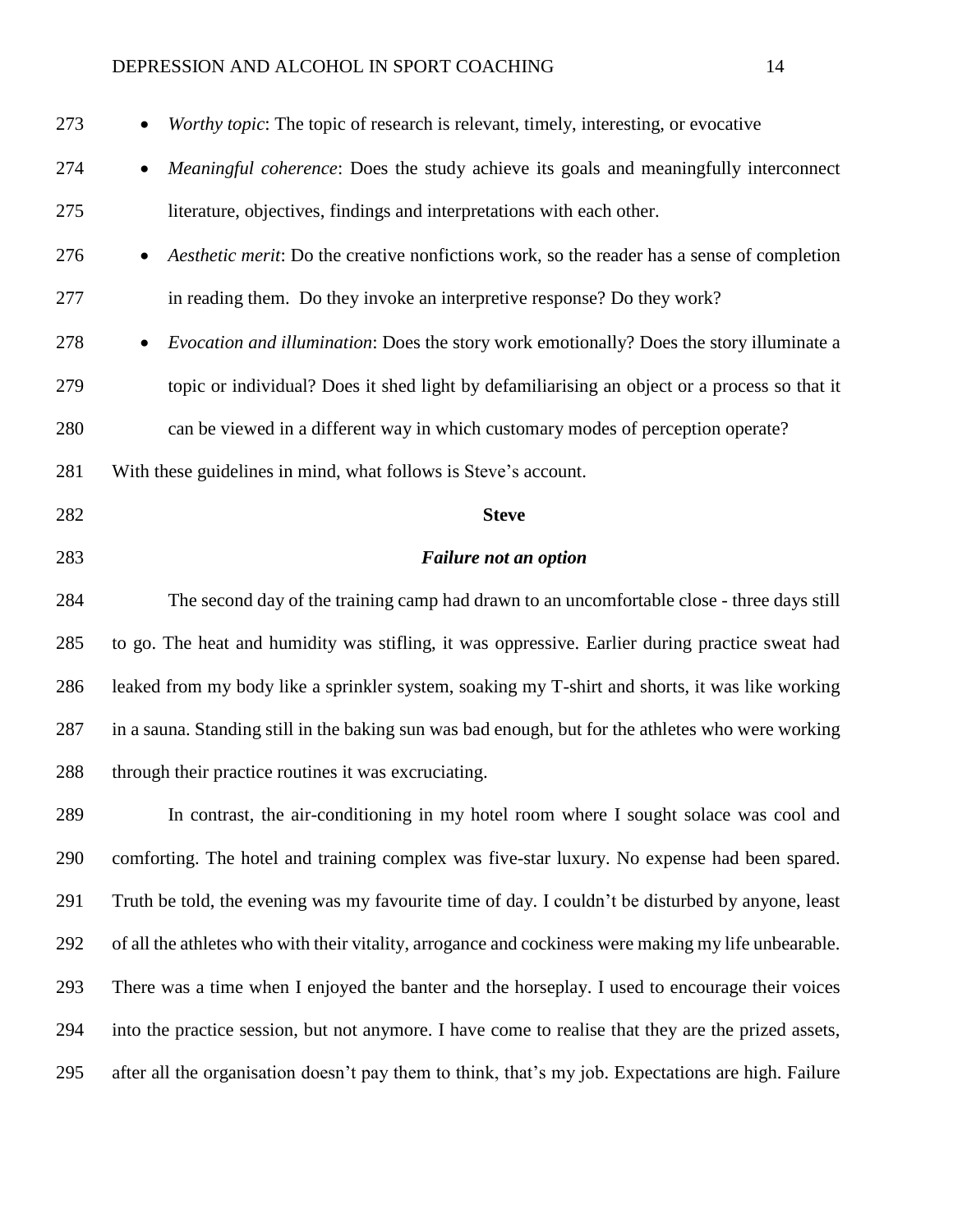- *Worthy topic*: The topic of research is relevant, timely, interesting, or evocative
- *Meaningful coherence*: Does the study achieve its goals and meaningfully interconnect literature, objectives, findings and interpretations with each other.
- *Aesthetic merit*: Do the creative nonfictions work, so the reader has a sense of completion in reading them. Do they invoke an interpretive response? Do they work?
- *Evocation and illumination*: Does the story work emotionally? Does the story illuminate a topic or individual? Does it shed light by defamiliarising an object or a process so that it can be viewed in a different way in which customary modes of perception operate?

With these guidelines in mind, what follows is Steve's account.

## Steve

### *Failure not an option*

The second day of the training camp had drawn to an uncomfortable close - three days still to go. The heat and humidity was stifling, it was oppressive. Earlier during practice sweat had leaked from my body like a sprinkler system, soaking my T-shirt and shorts, it was like working in a sauna. Standing still in the baking sun was bad enough, but for the athletes who were working through their practice routines it was excruciating.

In contrast, the air-conditioning in my hotel room where I sought solace was cool and comforting. The hotel and training complex was five-star luxury. No expense had been spared. Truth be told, the evening was my favourite time of day. I couldn't be disturbed by anyone, least of all the athletes who with their vitality, arrogance and cockiness were making my life unbearable. There was a time when I enjoyed the banter and the horseplay. I used to encourage their voices into the practice session, but not anymore. I have come to realise that they are the prized assets, after all the organisation doesn't pay them to think, that's my job. Expectations are high. Failure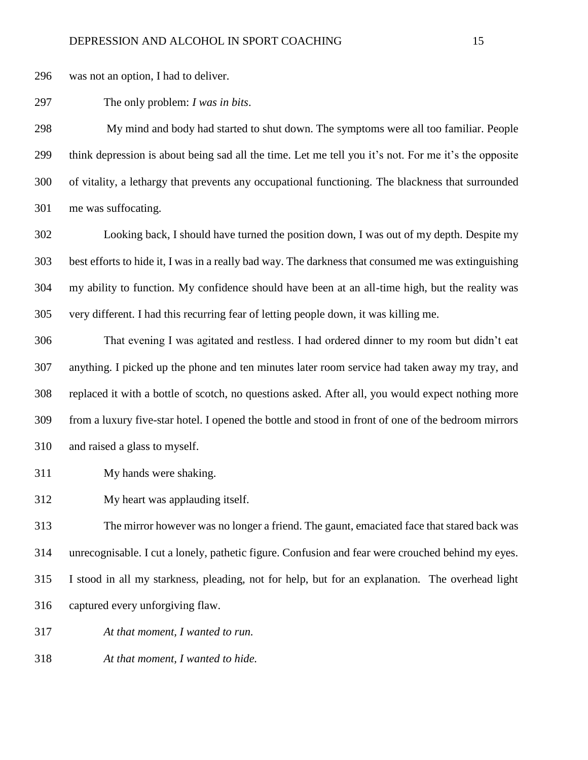was not an option, I had to deliver.

The only problem: *I was in bits*.

My mind and body had started to shut down. The symptoms were all too familiar. People think depression is about being sad all the time. Let me tell you it's not. For me it's the opposite of vitality, a lethargy that prevents any occupational functioning. The blackness that surrounded me was suffocating.

Looking back, I should have turned the position down, I was out of my depth. Despite my best efforts to hide it, I was in a really bad way. The darkness that consumed me was extinguishing my ability to function. My confidence should have been at an all-time high, but the reality was very different. I had this recurring fear of letting people down, it was killing me.

That evening I was agitated and restless. I had ordered dinner to my room but didn't eat anything. I picked up the phone and ten minutes later room service had taken away my tray, and replaced it with a bottle of scotch, no questions asked. After all, you would expect nothing more from a luxury five-star hotel. I opened the bottle and stood in front of one of the bedroom mirrors and raised a glass to myself.

My hands were shaking.

My heart was applauding itself.

The mirror however was no longer a friend. The gaunt, emaciated face that stared back was unrecognisable. I cut a lonely, pathetic figure. Confusion and fear were crouched behind my eyes. I stood in all my starkness, pleading, not for help, but for an explanation. The overhead light captured every unforgiving flaw.

*At that moment, I wanted to run.*

*At that moment, I wanted to hide.*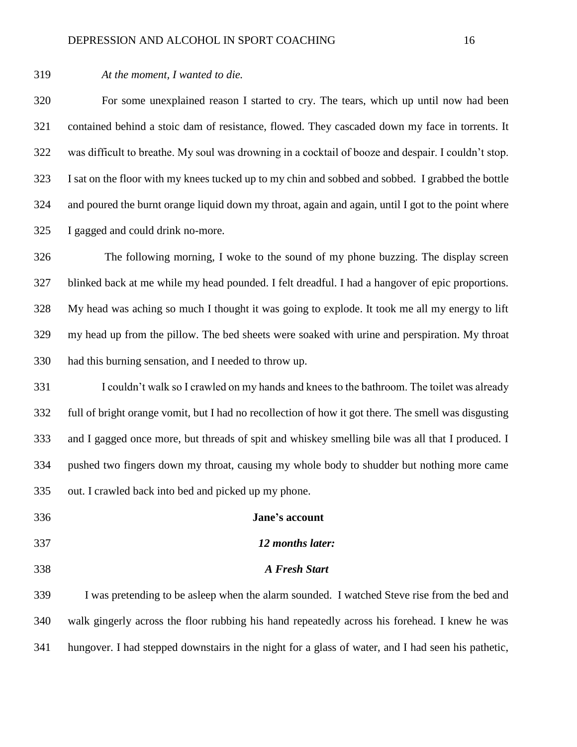*At the moment, I wanted to die.*

For some unexplained reason I started to cry. The tears, which up until now had been contained behind a stoic dam of resistance, flowed. They cascaded down my face in torrents. It was difficult to breathe. My soul was drowning in a cocktail of booze and despair. I couldn't stop. I sat on the floor with my knees tucked up to my chin and sobbed and sobbed. I grabbed the bottle and poured the burnt orange liquid down my throat, again and again, until I got to the point where I gagged and could drink no-more.

The following morning, I woke to the sound of my phone buzzing. The display screen blinked back at me while my head pounded. I felt dreadful. I had a hangover of epic proportions. My head was aching so much I thought it was going to explode. It took me all my energy to lift my head up from the pillow. The bed sheets were soaked with urine and perspiration. My throat had this burning sensation, and I needed to throw up.

I couldn't walk so I crawled on my hands and knees to the bathroom. The toilet was already full of bright orange vomit, but I had no recollection of how it got there. The smell was disgusting and I gagged once more, but threads of spit and whiskey smelling bile was all that I produced. I pushed two fingers down my throat, causing my whole body to shudder but nothing more came out. I crawled back into bed and picked up my phone.

**Jane's account**

***12 months later:***

***A Fresh Start***

I was pretending to be asleep when the alarm sounded. I watched Steve rise from the bed and walk gingerly across the floor rubbing his hand repeatedly across his forehead. I knew he was hungover. I had stepped downstairs in the night for a glass of water, and I had seen his pathetic,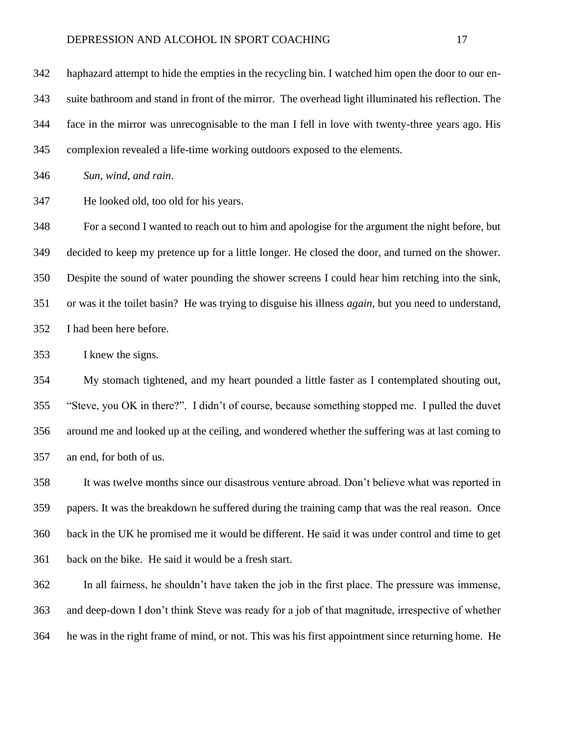haphazard attempt to hide the empties in the recycling bin. I watched him open the door to our en-suite bathroom and stand in front of the mirror. The overhead light illuminated his reflection. The face in the mirror was unrecognisable to the man I fell in love with twenty-three years ago. His complexion revealed a life-time working outdoors exposed to the elements.

*Sun, wind, and rain*.

He looked old, too old for his years.

For a second I wanted to reach out to him and apologise for the argument the night before, but decided to keep my pretence up for a little longer. He closed the door, and turned on the shower. Despite the sound of water pounding the shower screens I could hear him retching into the sink, or was it the toilet basin? He was trying to disguise his illness *again*, but you need to understand, I had been here before.

I knew the signs.

My stomach tightened, and my heart pounded a little faster as I contemplated shouting out, "Steve, you OK in there?". I didn't of course, because something stopped me. I pulled the duvet around me and looked up at the ceiling, and wondered whether the suffering was at last coming to an end, for both of us.

It was twelve months since our disastrous venture abroad. Don't believe what was reported in papers. It was the breakdown he suffered during the training camp that was the real reason. Once back in the UK he promised me it would be different. He said it was under control and time to get back on the bike. He said it would be a fresh start.

In all fairness, he shouldn't have taken the job in the first place. The pressure was immense, and deep-down I don't think Steve was ready for a job of that magnitude, irrespective of whether he was in the right frame of mind, or not. This was his first appointment since returning home. He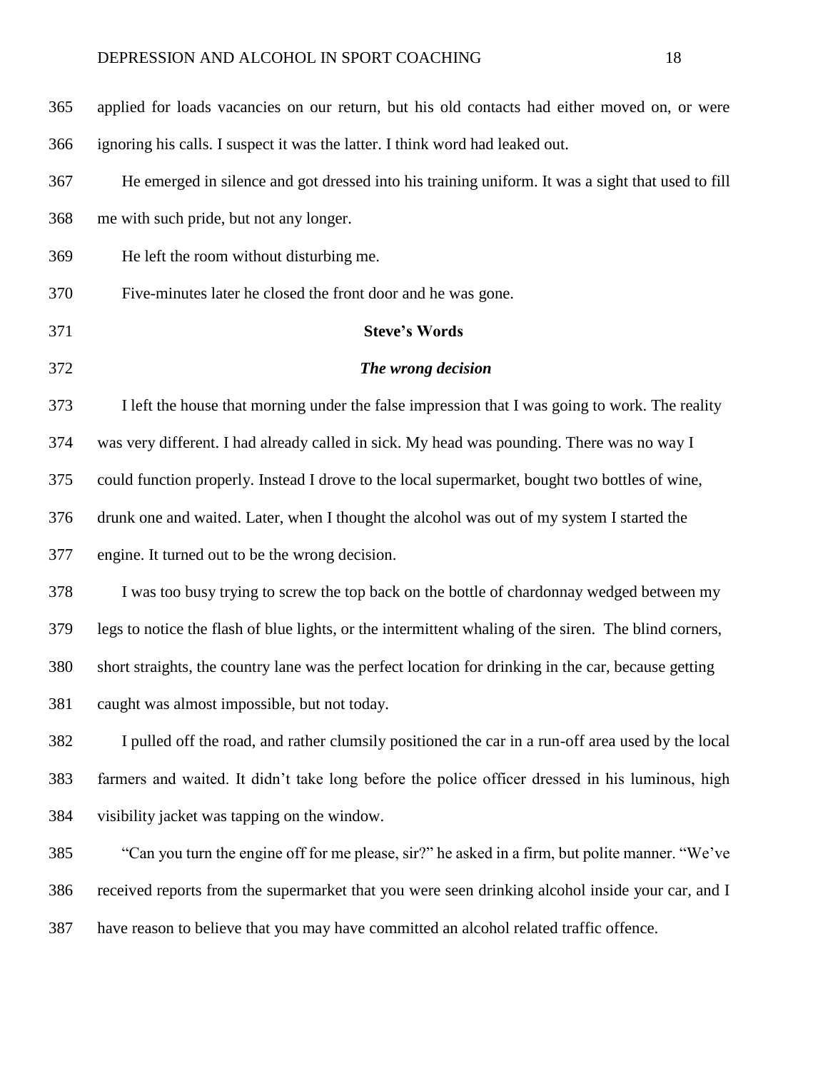applied for loads vacancies on our return, but his old contacts had either moved on, or were ignoring his calls. I suspect it was the latter. I think word had leaked out.

He emerged in silence and got dressed into his training uniform. It was a sight that used to fill me with such pride, but not any longer.

He left the room without disturbing me.

Five-minutes later he closed the front door and he was gone.

## Steve's Words

### *The wrong decision*

I left the house that morning under the false impression that I was going to work. The reality was very different. I had already called in sick. My head was pounding. There was no way I could function properly. Instead I drove to the local supermarket, bought two bottles of wine, drunk one and waited. Later, when I thought the alcohol was out of my system I started the engine. It turned out to be the wrong decision.

I was too busy trying to screw the top back on the bottle of chardonnay wedged between my legs to notice the flash of blue lights, or the intermittent whaling of the siren. The blind corners, short straights, the country lane was the perfect location for drinking in the car, because getting caught was almost impossible, but not today.

I pulled off the road, and rather clumsily positioned the car in a run-off area used by the local farmers and waited. It didn't take long before the police officer dressed in his luminous, high visibility jacket was tapping on the window.

"Can you turn the engine off for me please, sir?" he asked in a firm, but polite manner. "We've received reports from the supermarket that you were seen drinking alcohol inside your car, and I have reason to believe that you may have committed an alcohol related traffic offence.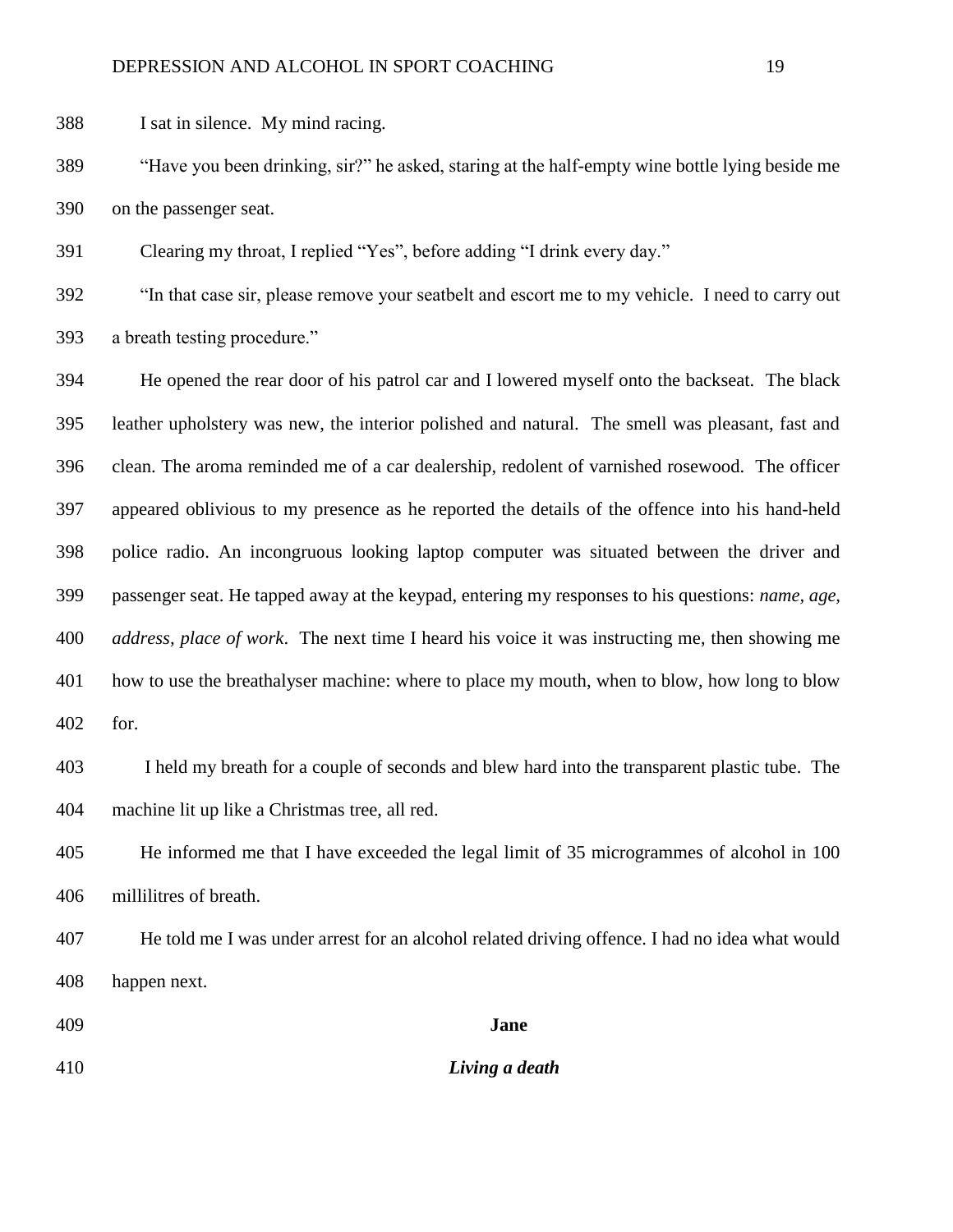I sat in silence. My mind racing.

"Have you been drinking, sir?" he asked, staring at the half-empty wine bottle lying beside me on the passenger seat.

Clearing my throat, I replied "Yes", before adding "I drink every day."

"In that case sir, please remove your seatbelt and escort me to my vehicle. I need to carry out a breath testing procedure."

He opened the rear door of his patrol car and I lowered myself onto the backseat. The black leather upholstery was new, the interior polished and natural. The smell was pleasant, fast and clean. The aroma reminded me of a car dealership, redolent of varnished rosewood. The officer appeared oblivious to my presence as he reported the details of the offence into his hand-held police radio. An incongruous looking laptop computer was situated between the driver and passenger seat. He tapped away at the keypad, entering my responses to his questions: *name, age, address, place of work*. The next time I heard his voice it was instructing me, then showing me how to use the breathalyser machine: where to place my mouth, when to blow, how long to blow for.

I held my breath for a couple of seconds and blew hard into the transparent plastic tube. The machine lit up like a Christmas tree, all red.

He informed me that I have exceeded the legal limit of 35 microgrammes of alcohol in 100 millilitres of breath.

He told me I was under arrest for an alcohol related driving offence. I had no idea what would happen next.

**Jane**

***Living a death***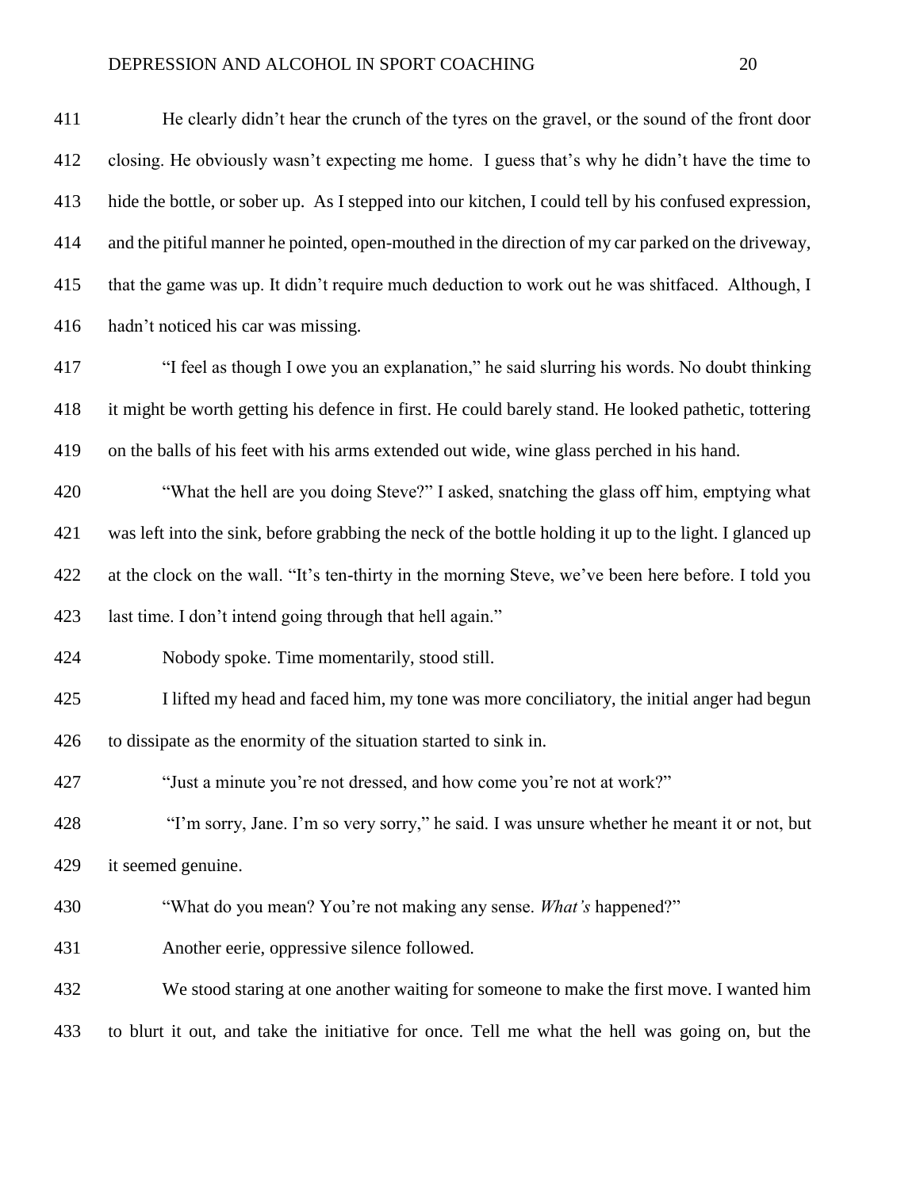He clearly didn't hear the crunch of the tyres on the gravel, or the sound of the front door closing. He obviously wasn't expecting me home. I guess that's why he didn't have the time to hide the bottle, or sober up. As I stepped into our kitchen, I could tell by his confused expression, and the pitiful manner he pointed, open-mouthed in the direction of my car parked on the driveway, that the game was up. It didn't require much deduction to work out he was shitfaced. Although, I hadn't noticed his car was missing.

"I feel as though I owe you an explanation," he said slurring his words. No doubt thinking it might be worth getting his defence in first. He could barely stand. He looked pathetic, tottering on the balls of his feet with his arms extended out wide, wine glass perched in his hand.

"What the hell are you doing Steve?" I asked, snatching the glass off him, emptying what was left into the sink, before grabbing the neck of the bottle holding it up to the light. I glanced up at the clock on the wall. "It's ten-thirty in the morning Steve, we've been here before. I told you last time. I don't intend going through that hell again."

Nobody spoke. Time momentarily, stood still.

I lifted my head and faced him, my tone was more conciliatory, the initial anger had begun to dissipate as the enormity of the situation started to sink in.

"Just a minute you're not dressed, and how come you're not at work?"

"I'm sorry, Jane. I'm so very sorry," he said. I was unsure whether he meant it or not, but it seemed genuine.

"What do you mean? You're not making any sense. *What's* happened?"

Another eerie, oppressive silence followed.

We stood staring at one another waiting for someone to make the first move. I wanted him to blurt it out, and take the initiative for once. Tell me what the hell was going on, but the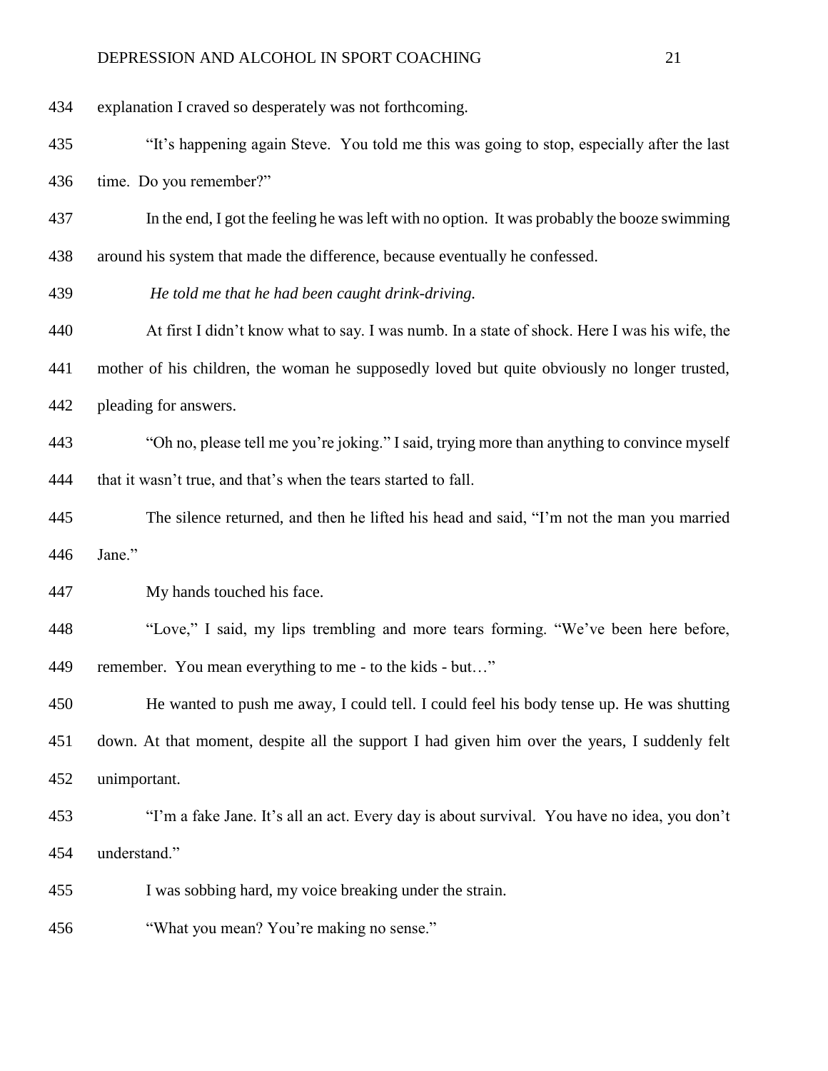explanation I craved so desperately was not forthcoming.

"It's happening again Steve. You told me this was going to stop, especially after the last time. Do you remember?"

In the end, I got the feeling he was left with no option. It was probably the booze swimming around his system that made the difference, because eventually he confessed.

*He told me that he had been caught drink-driving.*

At first I didn't know what to say. I was numb. In a state of shock. Here I was his wife, the mother of his children, the woman he supposedly loved but quite obviously no longer trusted, pleading for answers.

"Oh no, please tell me you're joking." I said, trying more than anything to convince myself that it wasn't true, and that's when the tears started to fall.

The silence returned, and then he lifted his head and said, "I'm not the man you married Jane."

My hands touched his face.

"Love," I said, my lips trembling and more tears forming. "We've been here before, remember. You mean everything to me - to the kids - but…"

He wanted to push me away, I could tell. I could feel his body tense up. He was shutting down. At that moment, despite all the support I had given him over the years, I suddenly felt unimportant.

"I'm a fake Jane. It's all an act. Every day is about survival. You have no idea, you don't understand."

I was sobbing hard, my voice breaking under the strain.

"What you mean? You're making no sense."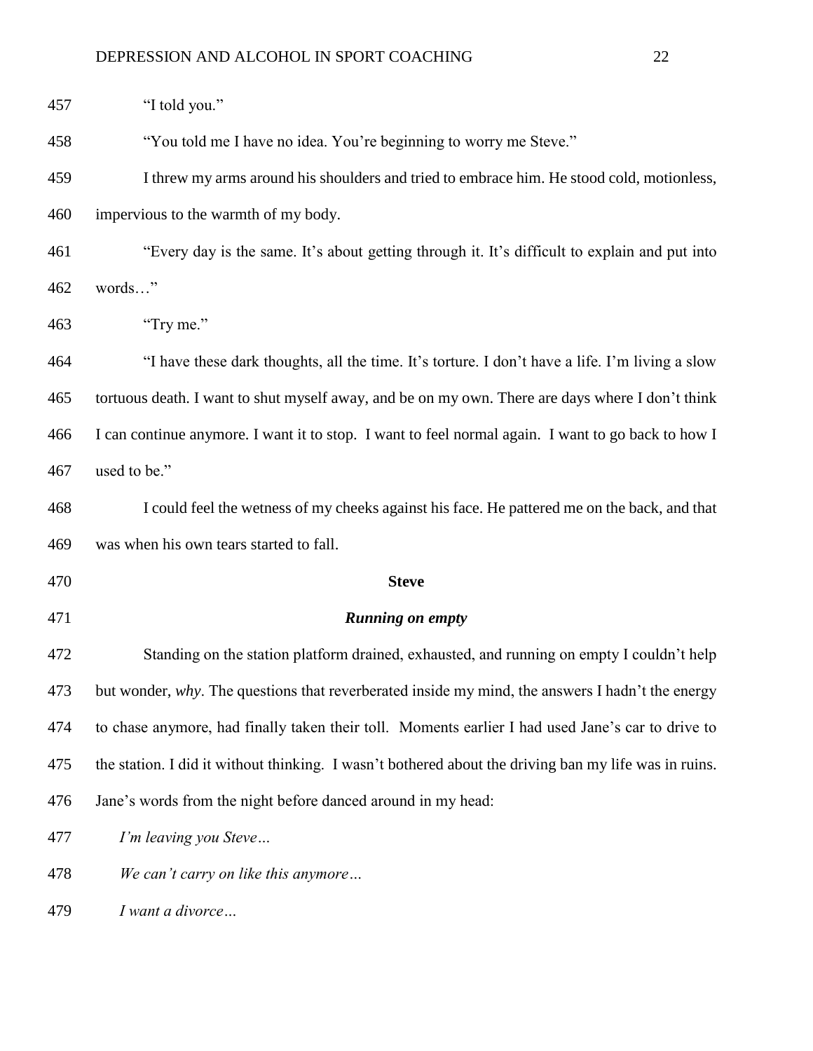"I told you."

"You told me I have no idea. You're beginning to worry me Steve."

I threw my arms around his shoulders and tried to embrace him. He stood cold, motionless, impervious to the warmth of my body.

"Every day is the same. It's about getting through it. It's difficult to explain and put into words…"

"Try me."

"I have these dark thoughts, all the time. It's torture. I don't have a life. I'm living a slow tortuous death. I want to shut myself away, and be on my own. There are days where I don't think I can continue anymore. I want it to stop. I want to feel normal again. I want to go back to how I used to be."

I could feel the wetness of my cheeks against his face. He pattered me on the back, and that was when his own tears started to fall.

**Steve**

***Running on empty***

Standing on the station platform drained, exhausted, and running on empty I couldn't help but wonder, *why*. The questions that reverberated inside my mind, the answers I hadn't the energy to chase anymore, had finally taken their toll. Moments earlier I had used Jane's car to drive to the station. I did it without thinking. I wasn't bothered about the driving ban my life was in ruins. Jane's words from the night before danced around in my head:

*I'm leaving you Steve…*

*We can't carry on like this anymore…*

*I want a divorce…*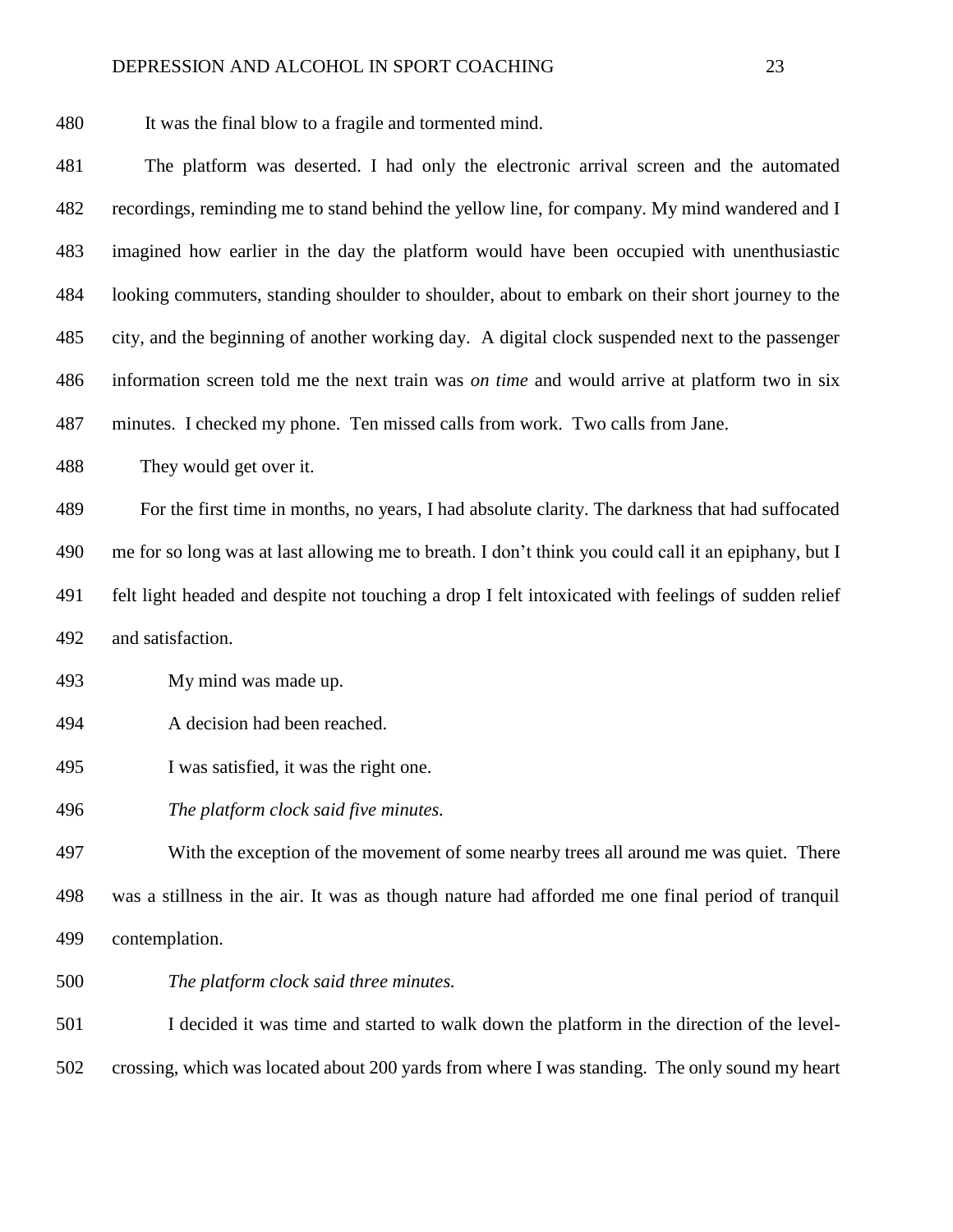It was the final blow to a fragile and tormented mind.

The platform was deserted. I had only the electronic arrival screen and the automated recordings, reminding me to stand behind the yellow line, for company. My mind wandered and I imagined how earlier in the day the platform would have been occupied with unenthusiastic looking commuters, standing shoulder to shoulder, about to embark on their short journey to the city, and the beginning of another working day. A digital clock suspended next to the passenger information screen told me the next train was *on time* and would arrive at platform two in six minutes. I checked my phone. Ten missed calls from work. Two calls from Jane.

They would get over it.

For the first time in months, no years, I had absolute clarity. The darkness that had suffocated me for so long was at last allowing me to breath. I don't think you could call it an epiphany, but I felt light headed and despite not touching a drop I felt intoxicated with feelings of sudden relief and satisfaction.

My mind was made up.

A decision had been reached.

I was satisfied, it was the right one.

*The platform clock said five minutes.*

With the exception of the movement of some nearby trees all around me was quiet. There was a stillness in the air. It was as though nature had afforded me one final period of tranquil contemplation.

*The platform clock said three minutes.*

I decided it was time and started to walk down the platform in the direction of the level-crossing, which was located about 200 yards from where I was standing. The only sound my heart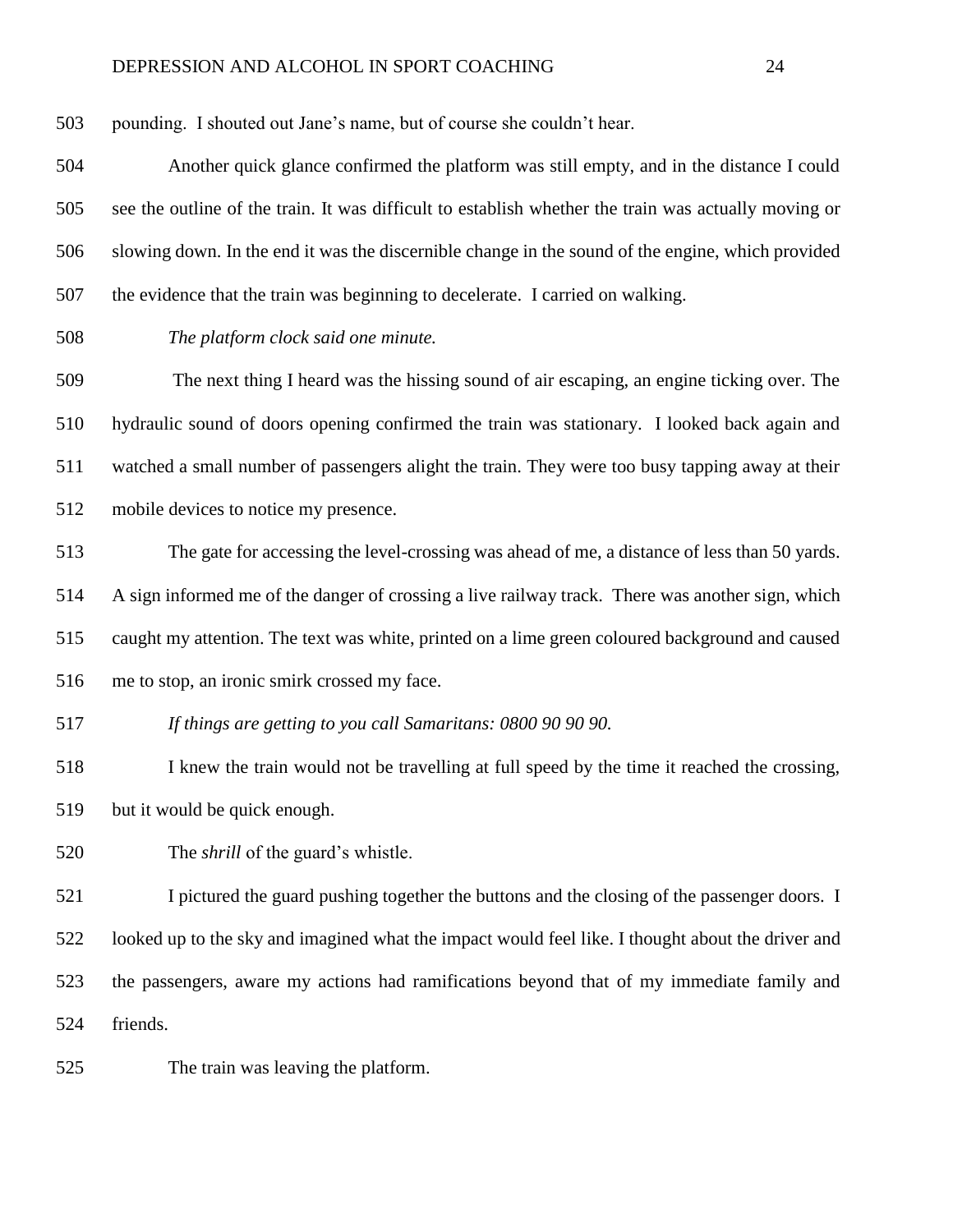pounding. I shouted out Jane's name, but of course she couldn't hear.

Another quick glance confirmed the platform was still empty, and in the distance I could see the outline of the train. It was difficult to establish whether the train was actually moving or slowing down. In the end it was the discernible change in the sound of the engine, which provided the evidence that the train was beginning to decelerate. I carried on walking.

*The platform clock said one minute.*

The next thing I heard was the hissing sound of air escaping, an engine ticking over. The hydraulic sound of doors opening confirmed the train was stationary. I looked back again and watched a small number of passengers alight the train. They were too busy tapping away at their mobile devices to notice my presence.

The gate for accessing the level-crossing was ahead of me, a distance of less than 50 yards. A sign informed me of the danger of crossing a live railway track. There was another sign, which caught my attention. The text was white, printed on a lime green coloured background and caused me to stop, an ironic smirk crossed my face.

*If things are getting to you call Samaritans: 0800 90 90 90.*

I knew the train would not be travelling at full speed by the time it reached the crossing, but it would be quick enough.

The *shrill* of the guard's whistle.

I pictured the guard pushing together the buttons and the closing of the passenger doors. I looked up to the sky and imagined what the impact would feel like. I thought about the driver and the passengers, aware my actions had ramifications beyond that of my immediate family and friends.

The train was leaving the platform.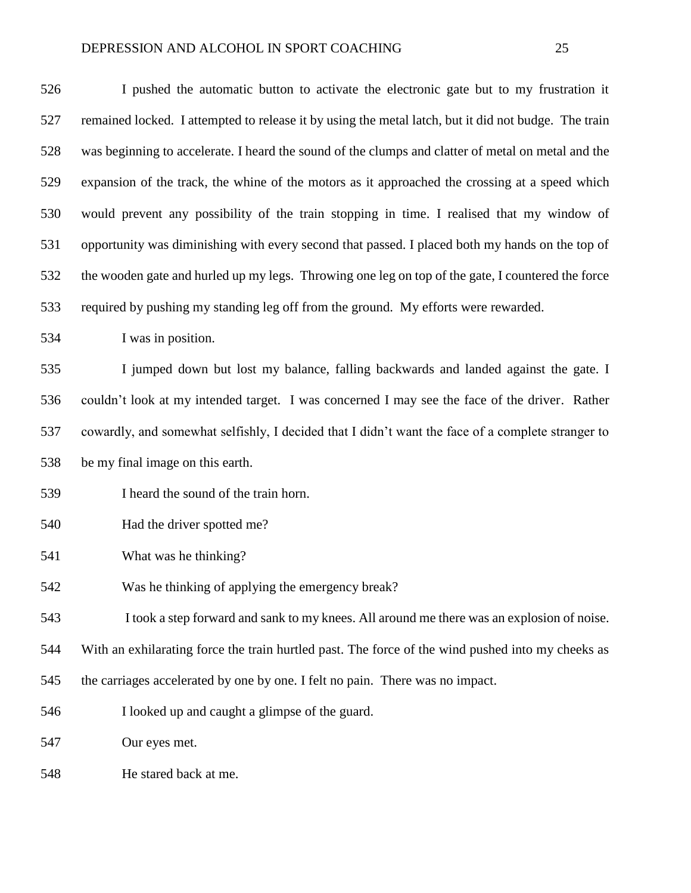I pushed the automatic button to activate the electronic gate but to my frustration it remained locked. I attempted to release it by using the metal latch, but it did not budge. The train was beginning to accelerate. I heard the sound of the clumps and clatter of metal on metal and the expansion of the track, the whine of the motors as it approached the crossing at a speed which would prevent any possibility of the train stopping in time. I realised that my window of opportunity was diminishing with every second that passed. I placed both my hands on the top of the wooden gate and hurled up my legs. Throwing one leg on top of the gate, I countered the force required by pushing my standing leg off from the ground. My efforts were rewarded.

I was in position.

I jumped down but lost my balance, falling backwards and landed against the gate. I couldn't look at my intended target. I was concerned I may see the face of the driver. Rather cowardly, and somewhat selfishly, I decided that I didn't want the face of a complete stranger to be my final image on this earth.

I heard the sound of the train horn.

Had the driver spotted me?

What was he thinking?

Was he thinking of applying the emergency break?

I took a step forward and sank to my knees. All around me there was an explosion of noise. With an exhilarating force the train hurtled past. The force of the wind pushed into my cheeks as the carriages accelerated by one by one. I felt no pain. There was no impact.

I looked up and caught a glimpse of the guard.

Our eyes met.

He stared back at me.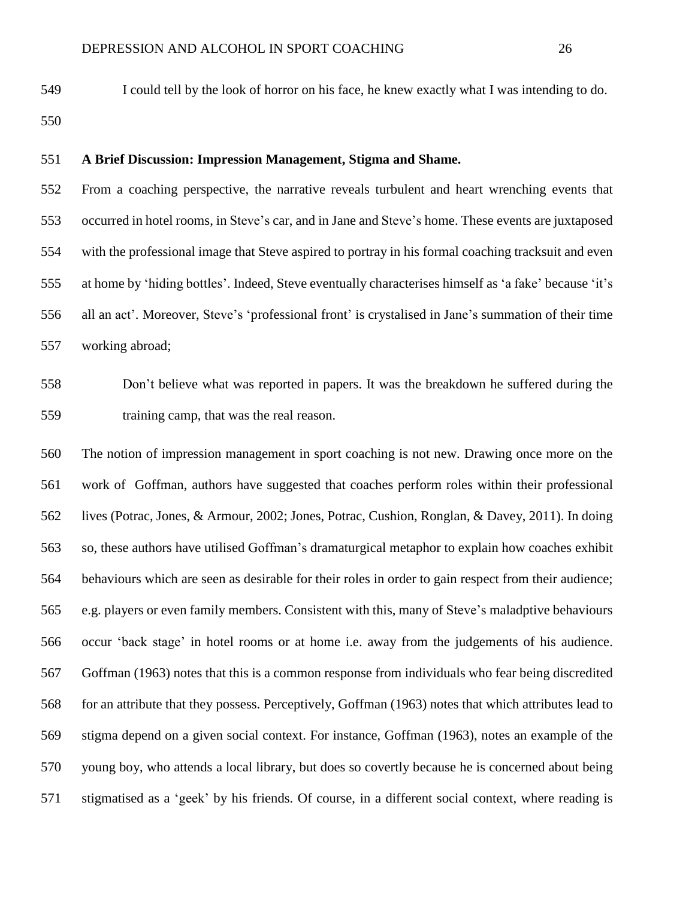I could tell by the look of horror on his face, he knew exactly what I was intending to do.

**A Brief Discussion: Impression Management, Stigma and Shame.**

From a coaching perspective, the narrative reveals turbulent and heart wrenching events that occurred in hotel rooms, in Steve's car, and in Jane and Steve's home. These events are juxtaposed with the professional image that Steve aspired to portray in his formal coaching tracksuit and even at home by 'hiding bottles'. Indeed, Steve eventually characterises himself as 'a fake' because 'it's all an act'. Moreover, Steve's 'professional front' is crystalised in Jane's summation of their time working abroad;

> Don't believe what was reported in papers. It was the breakdown he suffered during the training camp, that was the real reason.

The notion of impression management in sport coaching is not new. Drawing once more on the work of Goffman, authors have suggested that coaches perform roles within their professional lives (Potrac, Jones, & Armour, 2002; Jones, Potrac, Cushion, Ronglan, & Davey, 2011). In doing so, these authors have utilised Goffman's dramaturgical metaphor to explain how coaches exhibit behaviours which are seen as desirable for their roles in order to gain respect from their audience; e.g. players or even family members. Consistent with this, many of Steve's maladptive behaviours occur 'back stage' in hotel rooms or at home i.e. away from the judgements of his audience. Goffman (1963) notes that this is a common response from individuals who fear being discredited for an attribute that they possess. Perceptively, Goffman (1963) notes that which attributes lead to stigma depend on a given social context. For instance, Goffman (1963), notes an example of the young boy, who attends a local library, but does so covertly because he is concerned about being stigmatised as a 'geek' by his friends. Of course, in a different social context, where reading is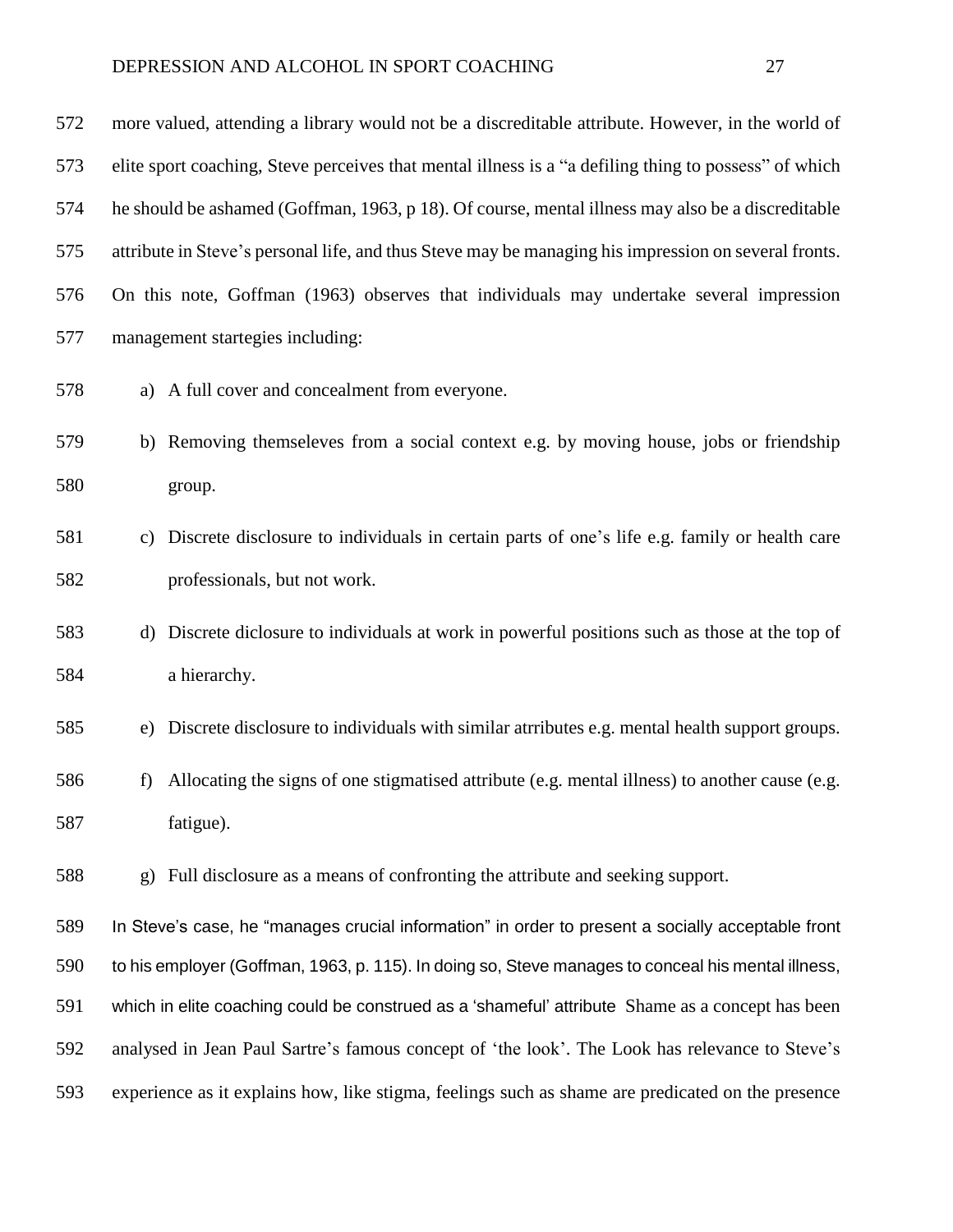more valued, attending a library would not be a discreditable attribute. However, in the world of elite sport coaching, Steve perceives that mental illness is a "a defiling thing to possess" of which he should be ashamed (Goffman, 1963, p 18). Of course, mental illness may also be a discreditable attribute in Steve's personal life, and thus Steve may be managing his impression on several fronts. On this note, Goffman (1963) observes that individuals may undertake several impression management startegies including:

a) A full cover and concealment from everyone.

b) Removing themseleves from a social context e.g. by moving house, jobs or friendship group.

c) Discrete disclosure to individuals in certain parts of one's life e.g. family or health care professionals, but not work.

d) Discrete diclosure to individuals at work in powerful positions such as those at the top of a hierarchy.

e) Discrete disclosure to individuals with similar atrributes e.g. mental health support groups.

f) Allocating the signs of one stigmatised attribute (e.g. mental illness) to another cause (e.g. fatigue).

g) Full disclosure as a means of confronting the attribute and seeking support.

In Steve's case, he "manages crucial information" in order to present a socially acceptable front to his employer (Goffman, 1963, p. 115). In doing so, Steve manages to conceal his mental illness, which in elite coaching could be construed as a 'shameful' attribute Shame as a concept has been analysed in Jean Paul Sartre's famous concept of 'the look'. The Look has relevance to Steve's experience as it explains how, like stigma, feelings such as shame are predicated on the presence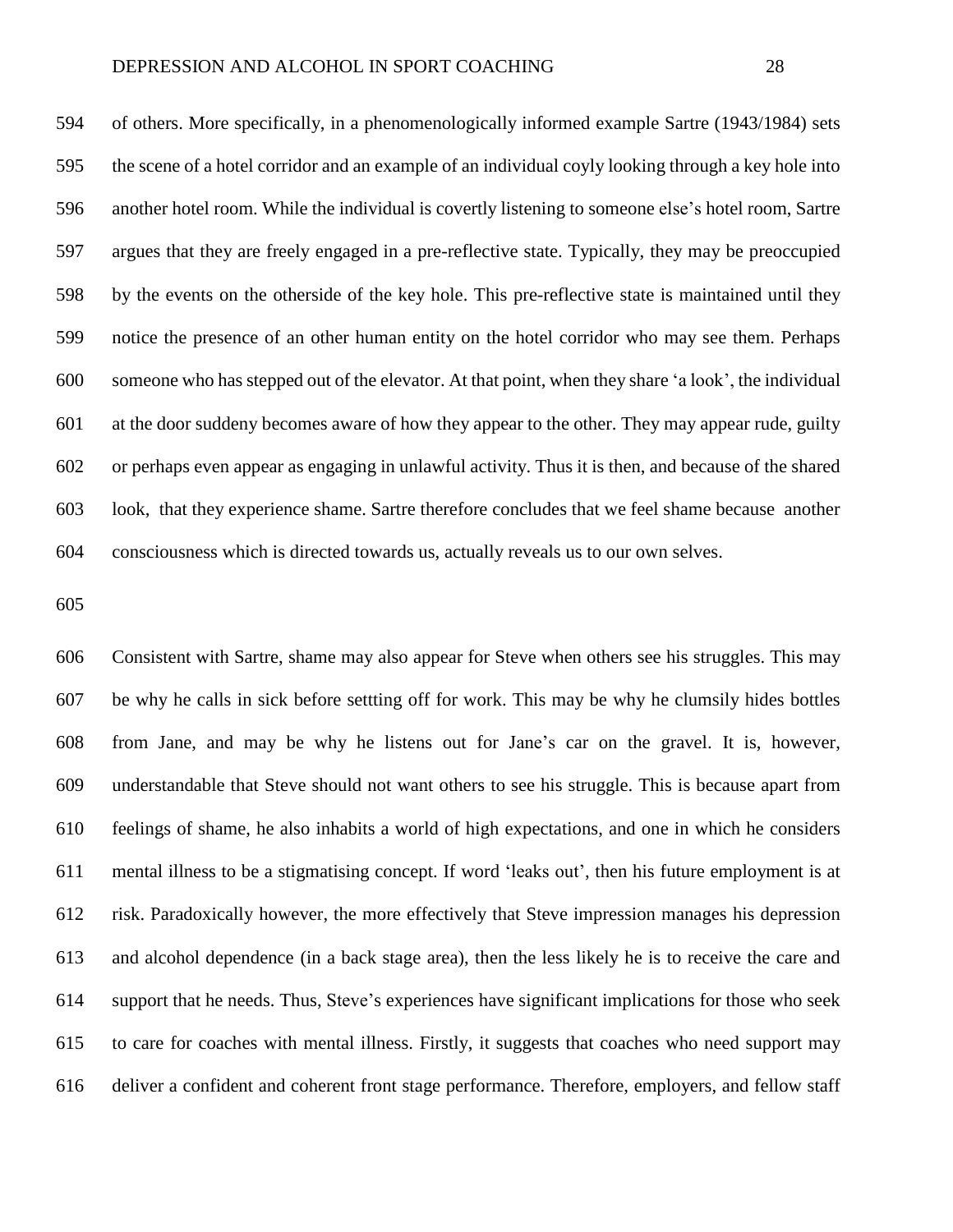of others. More specifically, in a phenomenologically informed example Sartre (1943/1984) sets the scene of a hotel corridor and an example of an individual coyly looking through a key hole into another hotel room. While the individual is covertly listening to someone else's hotel room, Sartre argues that they are freely engaged in a pre-reflective state. Typically, they may be preoccupied by the events on the otherside of the key hole. This pre-reflective state is maintained until they notice the presence of an other human entity on the hotel corridor who may see them. Perhaps someone who has stepped out of the elevator. At that point, when they share 'a look', the individual at the door suddeny becomes aware of how they appear to the other. They may appear rude, guilty or perhaps even appear as engaging in unlawful activity. Thus it is then, and because of the shared look, that they experience shame. Sartre therefore concludes that we feel shame because another consciousness which is directed towards us, actually reveals us to our own selves.

Consistent with Sartre, shame may also appear for Steve when others see his struggles. This may be why he calls in sick before settting off for work. This may be why he clumsily hides bottles from Jane, and may be why he listens out for Jane's car on the gravel. It is, however, understandable that Steve should not want others to see his struggle. This is because apart from feelings of shame, he also inhabits a world of high expectations, and one in which he considers mental illness to be a stigmatising concept. If word 'leaks out', then his future employment is at risk. Paradoxically however, the more effectively that Steve impression manages his depression and alcohol dependence (in a back stage area), then the less likely he is to receive the care and support that he needs. Thus, Steve's experiences have significant implications for those who seek to care for coaches with mental illness. Firstly, it suggests that coaches who need support may deliver a confident and coherent front stage performance. Therefore, employers, and fellow staff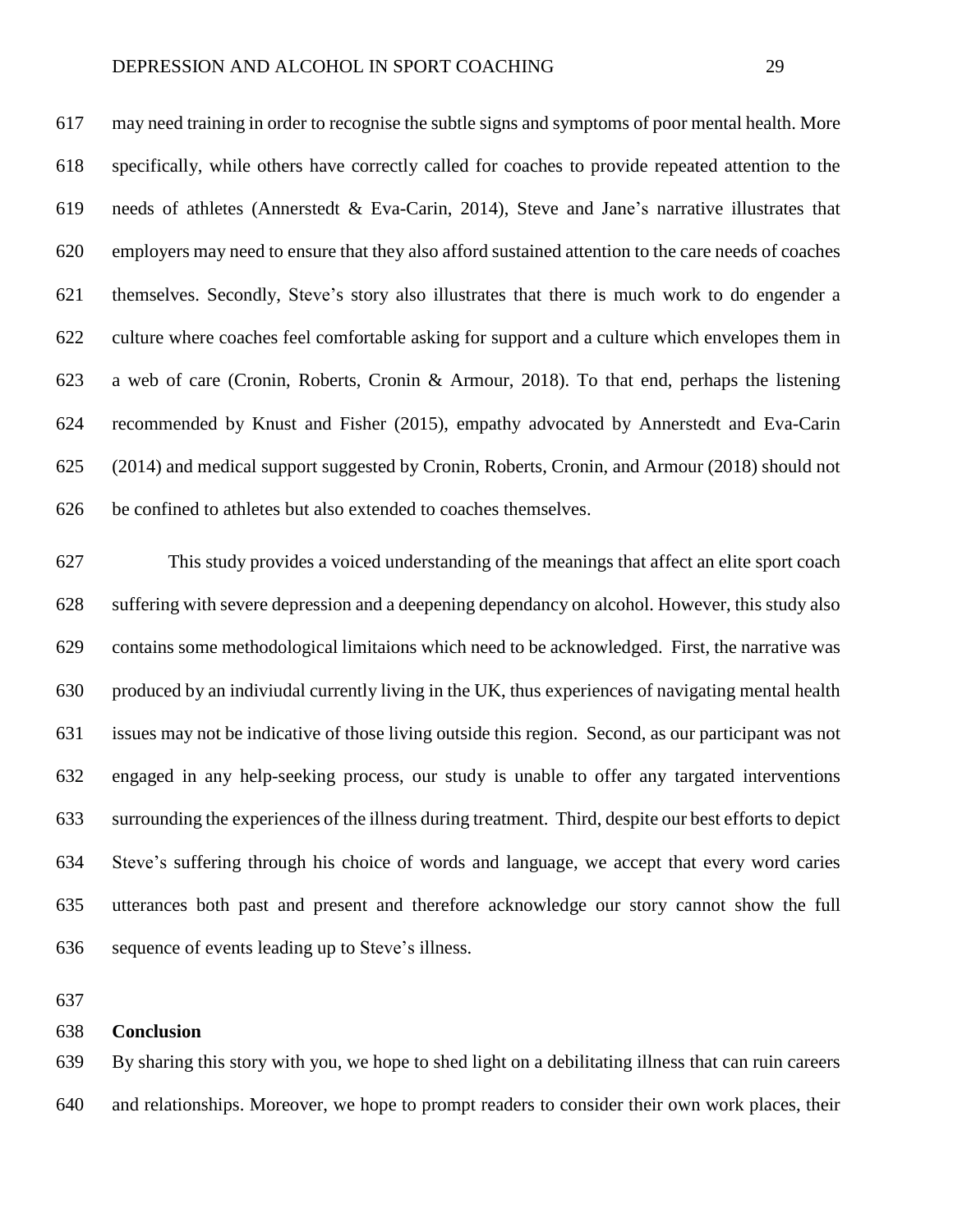may need training in order to recognise the subtle signs and symptoms of poor mental health. More specifically, while others have correctly called for coaches to provide repeated attention to the needs of athletes (Annerstedt & Eva-Carin, 2014), Steve and Jane's narrative illustrates that employers may need to ensure that they also afford sustained attention to the care needs of coaches themselves. Secondly, Steve's story also illustrates that there is much work to do engender a culture where coaches feel comfortable asking for support and a culture which envelopes them in a web of care (Cronin, Roberts, Cronin & Armour, 2018). To that end, perhaps the listening recommended by Knust and Fisher (2015), empathy advocated by Annerstedt and Eva-Carin (2014) and medical support suggested by Cronin, Roberts, Cronin, and Armour (2018) should not be confined to athletes but also extended to coaches themselves.

This study provides a voiced understanding of the meanings that affect an elite sport coach suffering with severe depression and a deepening dependancy on alcohol. However, this study also contains some methodological limitaions which need to be acknowledged. First, the narrative was produced by an indiviudal currently living in the UK, thus experiences of navigating mental health issues may not be indicative of those living outside this region. Second, as our participant was not engaged in any help-seeking process, our study is unable to offer any targated interventions surrounding the experiences of the illness during treatment. Third, despite our best efforts to depict Steve's suffering through his choice of words and language, we accept that every word caries utterances both past and present and therefore acknowledge our story cannot show the full sequence of events leading up to Steve's illness.

## Conclusion

By sharing this story with you, we hope to shed light on a debilitating illness that can ruin careers and relationships. Moreover, we hope to prompt readers to consider their own work places, their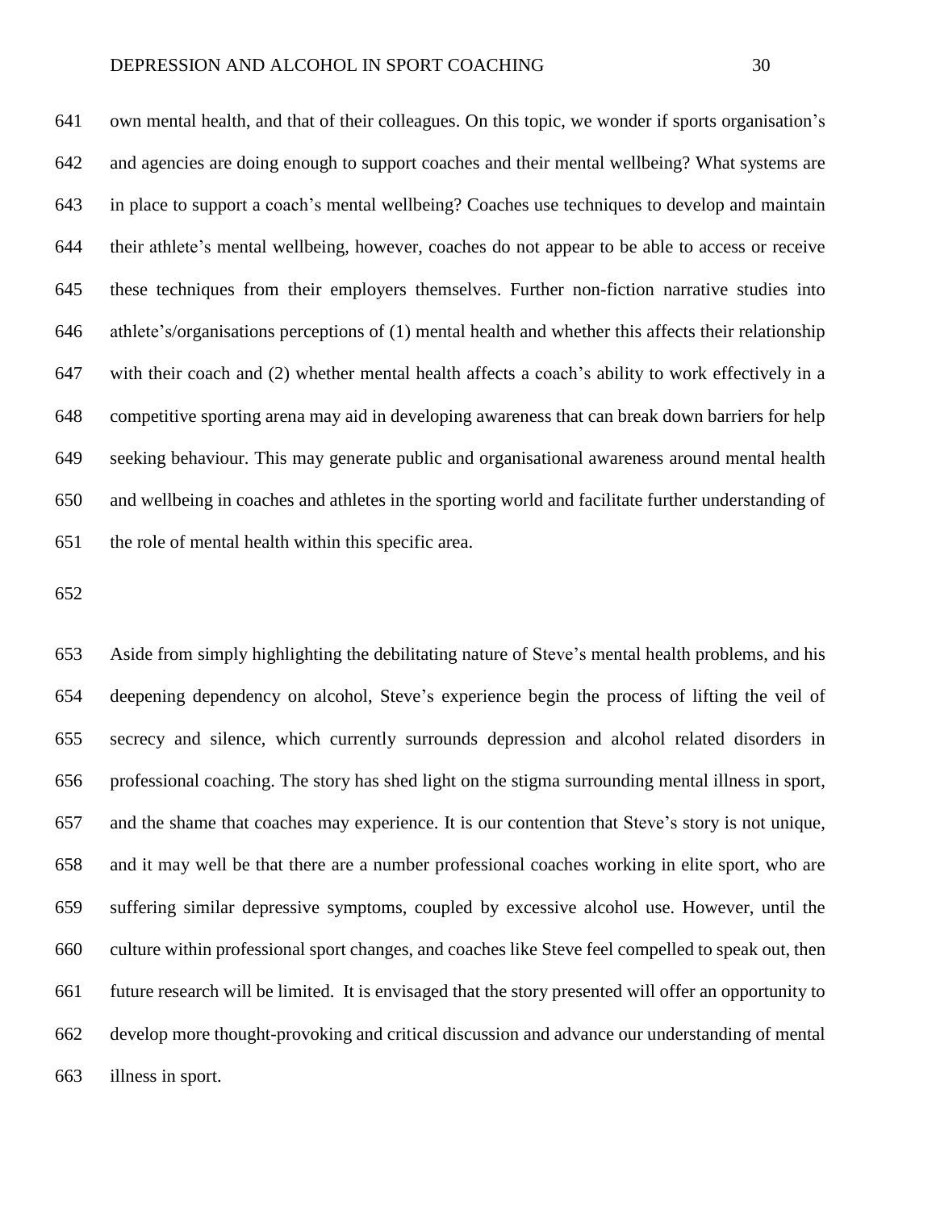own mental health, and that of their colleagues. On this topic, we wonder if sports organisation's and agencies are doing enough to support coaches and their mental wellbeing? What systems are in place to support a coach's mental wellbeing? Coaches use techniques to develop and maintain their athlete's mental wellbeing, however, coaches do not appear to be able to access or receive these techniques from their employers themselves. Further non-fiction narrative studies into athlete's/organisations perceptions of (1) mental health and whether this affects their relationship with their coach and (2) whether mental health affects a coach's ability to work effectively in a competitive sporting arena may aid in developing awareness that can break down barriers for help seeking behaviour. This may generate public and organisational awareness around mental health and wellbeing in coaches and athletes in the sporting world and facilitate further understanding of the role of mental health within this specific area.

Aside from simply highlighting the debilitating nature of Steve's mental health problems, and his deepening dependency on alcohol, Steve's experience begin the process of lifting the veil of secrecy and silence, which currently surrounds depression and alcohol related disorders in professional coaching. The story has shed light on the stigma surrounding mental illness in sport, and the shame that coaches may experience. It is our contention that Steve's story is not unique, and it may well be that there are a number professional coaches working in elite sport, who are suffering similar depressive symptoms, coupled by excessive alcohol use. However, until the culture within professional sport changes, and coaches like Steve feel compelled to speak out, then future research will be limited. It is envisaged that the story presented will offer an opportunity to develop more thought-provoking and critical discussion and advance our understanding of mental illness in sport.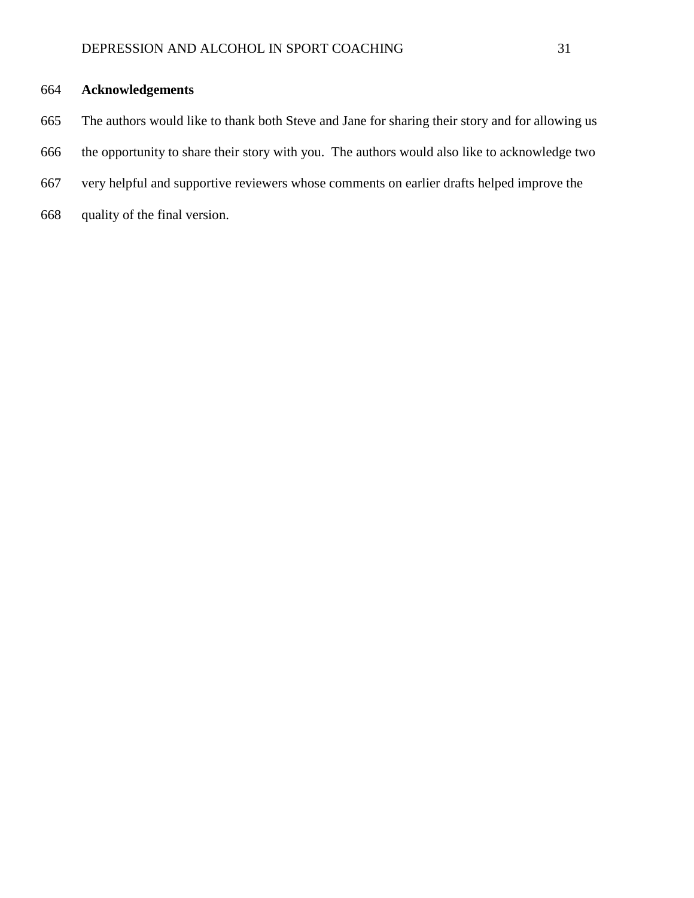## Acknowledgements

The authors would like to thank both Steve and Jane for sharing their story and for allowing us the opportunity to share their story with you. The authors would also like to acknowledge two very helpful and supportive reviewers whose comments on earlier drafts helped improve the quality of the final version.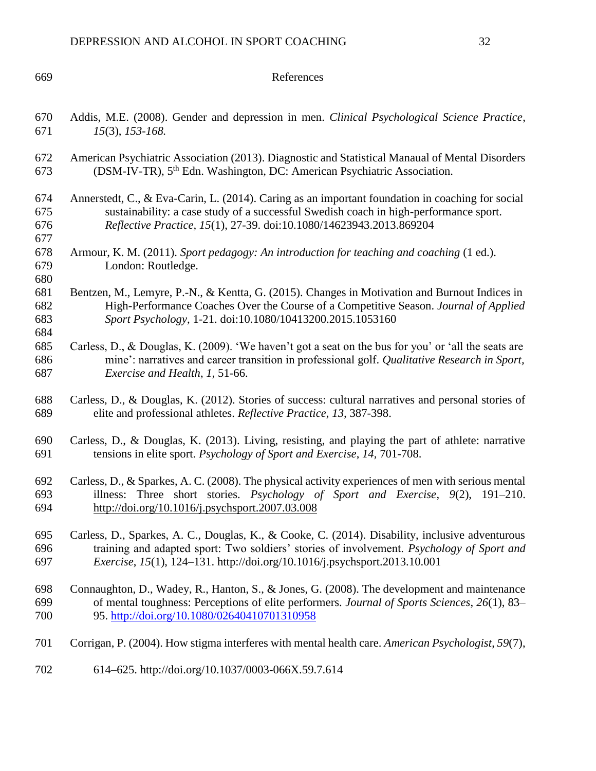# References

Addis, M.E. (2008). Gender and depression in men. *Clinical Psychological Science Practice*, *15*(3), *153-168.*

American Psychiatric Association (2013). Diagnostic and Statistical Manaual of Mental Disorders (DSM-IV-TR), 5th Edn. Washington, DC: American Psychiatric Association.

Annerstedt, C., & Eva-Carin, L. (2014). Caring as an important foundation in coaching for social sustainability: a case study of a successful Swedish coach in high-performance sport. *Reflective Practice, 15*(1), 27-39. doi:10.1080/14623943.2013.869204

Armour, K. M. (2011). *Sport pedagogy: An introduction for teaching and coaching* (1 ed.). London: Routledge.

Bentzen, M., Lemyre, P.-N., & Kentta, G. (2015). Changes in Motivation and Burnout Indices in High-Performance Coaches Over the Course of a Competitive Season. *Journal of Applied Sport Psychology*, 1-21. doi:10.1080/10413200.2015.1053160

Carless, D., & Douglas, K. (2009). 'We haven't got a seat on the bus for you' or 'all the seats are mine': narratives and career transition in professional golf. *Qualitative Research in Sport, Exercise and Health, 1,* 51-66.

Carless, D., & Douglas, K. (2012). Stories of success: cultural narratives and personal stories of elite and professional athletes. *Reflective Practice*, *13*, 387-398.

Carless, D., & Douglas, K. (2013). Living, resisting, and playing the part of athlete: narrative tensions in elite sport. *Psychology of Sport and Exercise*, *14*, 701-708.

Carless, D., & Sparkes, A. C. (2008). The physical activity experiences of men with serious mental illness: Three short stories. *Psychology of Sport and Exercise*, *9*(2), 191–210. http://doi.org/10.1016/j.psychsport.2007.03.008

Carless, D., Sparkes, A. C., Douglas, K., & Cooke, C. (2014). Disability, inclusive adventurous training and adapted sport: Two soldiers' stories of involvement. *Psychology of Sport and Exercise*, *15*(1), 124–131. http://doi.org/10.1016/j.psychsport.2013.10.001

Connaughton, D., Wadey, R., Hanton, S., & Jones, G. (2008). The development and maintenance of mental toughness: Perceptions of elite performers. *Journal of Sports Sciences*, *26*(1), 83–95. http://doi.org/10.1080/02640410701310958

Corrigan, P. (2004). How stigma interferes with mental health care. *American Psychologist*, *59*(7), 614–625. http://doi.org/10.1037/0003-066X.59.7.614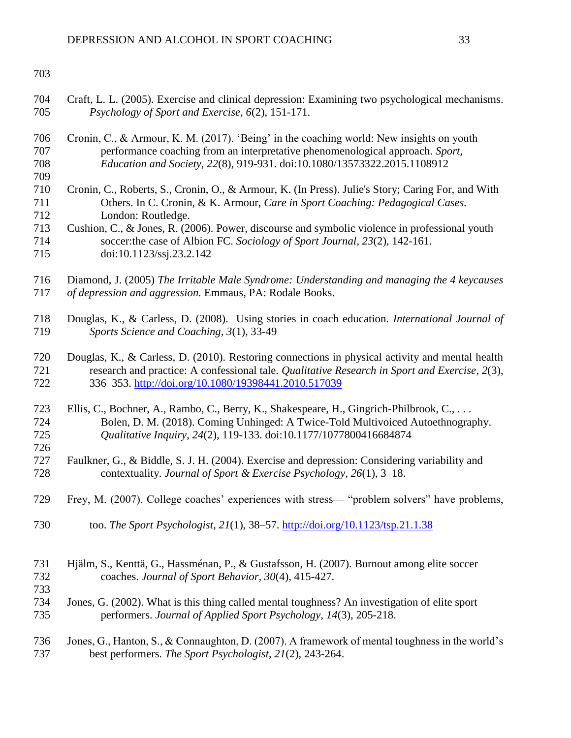Craft, L. L. (2005). Exercise and clinical depression: Examining two psychological mechanisms. *Psychology of Sport and Exercise, 6*(2), 151-171.

Cronin, C., & Armour, K. M. (2017). 'Being' in the coaching world: New insights on youth performance coaching from an interpretative phenomenological approach. *Sport, Education and Society, 22*(8), 919-931. doi:10.1080/13573322.2015.1108912

Cronin, C., Roberts, S., Cronin, O., & Armour, K. (In Press). Julie's Story; Caring For, and With Others. In C. Cronin, & K. Armour, *Care in Sport Coaching: Pedagogical Cases.* London: Routledge.

Cushion, C., & Jones, R. (2006). Power, discourse and symbolic violence in professional youth soccer:the case of Albion FC. *Sociology of Sport Journal, 23*(2), 142-161. doi:10.1123/ssj.23.2.142

Diamond, J. (2005) *The Irritable Male Syndrome: Understanding and managing the 4 keycauses of depression and aggression.* Emmaus, PA: Rodale Books.

Douglas, K., & Carless, D. (2008). Using stories in coach education. *International Journal of Sports Science and Coaching, 3*(1), 33-49

Douglas, K., & Carless, D. (2010). Restoring connections in physical activity and mental health research and practice: A confessional tale. *Qualitative Research in Sport and Exercise*, *2*(3), 336–353. http://doi.org/10.1080/19398441.2010.517039

Ellis, C., Bochner, A., Rambo, C., Berry, K., Shakespeare, H., Gingrich-Philbrook, C., . . . Bolen, D. M. (2018). Coming Unhinged: A Twice-Told Multivoiced Autoethnography. *Qualitative Inquiry, 24*(2), 119-133. doi:10.1177/1077800416684874

Faulkner, G., & Biddle, S. J. H. (2004). Exercise and depression: Considering variability and contextuality. *Journal of Sport & Exercise Psychology*, *26*(1), 3–18.

Frey, M. (2007). College coaches' experiences with stress— "problem solvers" have problems, too. *The Sport Psychologist*, *21*(1), 38–57. http://doi.org/10.1123/tsp.21.1.38

Hjälm, S., Kenttä, G., Hassménan, P., & Gustafsson, H. (2007). Burnout among elite soccer coaches. *Journal of Sport Behavior, 30*(4), 415-427.

Jones, G. (2002). What is this thing called mental toughness? An investigation of elite sport performers. *Journal of Applied Sport Psychology, 14*(3), 205-218.

Jones, G., Hanton, S., & Connaughton, D. (2007). A framework of mental toughness in the world's best performers. *The Sport Psychologist, 21*(2), 243-264.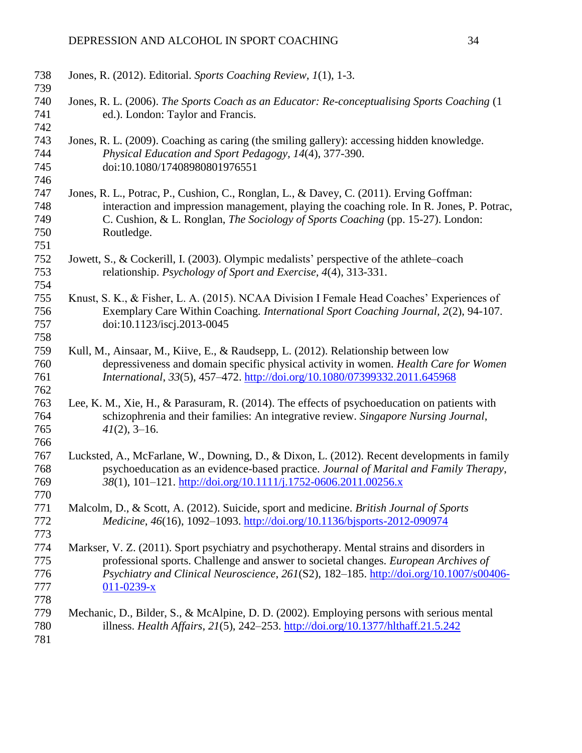Jones, R. (2012). Editorial. *Sports Coaching Review, 1*(1), 1-3.

Jones, R. L. (2006). *The Sports Coach as an Educator: Re-conceptualising Sports Coaching* (1 ed.). London: Taylor and Francis.

Jones, R. L. (2009). Coaching as caring (the smiling gallery): accessing hidden knowledge. *Physical Education and Sport Pedagogy, 14*(4), 377-390. doi:10.1080/17408980801976551

Jones, R. L., Potrac, P., Cushion, C., Ronglan, L., & Davey, C. (2011). Erving Goffman: interaction and impression management, playing the coaching role. In R. Jones, P. Potrac, C. Cushion, & L. Ronglan, *The Sociology of Sports Coaching* (pp. 15-27). London: Routledge.

Jowett, S., & Cockerill, I. (2003). Olympic medalists' perspective of the athlete–coach relationship. *Psychology of Sport and Exercise, 4*(4), 313-331.

Knust, S. K., & Fisher, L. A. (2015). NCAA Division I Female Head Coaches' Experiences of Exemplary Care Within Coaching. *International Sport Coaching Journal, 2*(2), 94-107. doi:10.1123/iscj.2013-0045

Kull, M., Ainsaar, M., Kiive, E., & Raudsepp, L. (2012). Relationship between low depressiveness and domain specific physical activity in women. *Health Care for Women International*, *33*(5), 457–472. http://doi.org/10.1080/07399332.2011.645968

Lee, K. M., Xie, H., & Parasuram, R. (2014). The effects of psychoeducation on patients with schizophrenia and their families: An integrative review. *Singapore Nursing Journal*, *41*(2), 3–16.

Lucksted, A., McFarlane, W., Downing, D., & Dixon, L. (2012). Recent developments in family psychoeducation as an evidence-based practice. *Journal of Marital and Family Therapy*, *38*(1), 101–121. http://doi.org/10.1111/j.1752-0606.2011.00256.x

Malcolm, D., & Scott, A. (2012). Suicide, sport and medicine. *British Journal of Sports Medicine*, *46*(16), 1092–1093. http://doi.org/10.1136/bjsports-2012-090974

Markser, V. Z. (2011). Sport psychiatry and psychotherapy. Mental strains and disorders in professional sports. Challenge and answer to societal changes. *European Archives of Psychiatry and Clinical Neuroscience*, *261*(S2), 182–185. http://doi.org/10.1007/s00406-011-0239-x

Mechanic, D., Bilder, S., & McAlpine, D. D. (2002). Employing persons with serious mental illness. *Health Affairs*, *21*(5), 242–253. http://doi.org/10.1377/hlthaff.21.5.242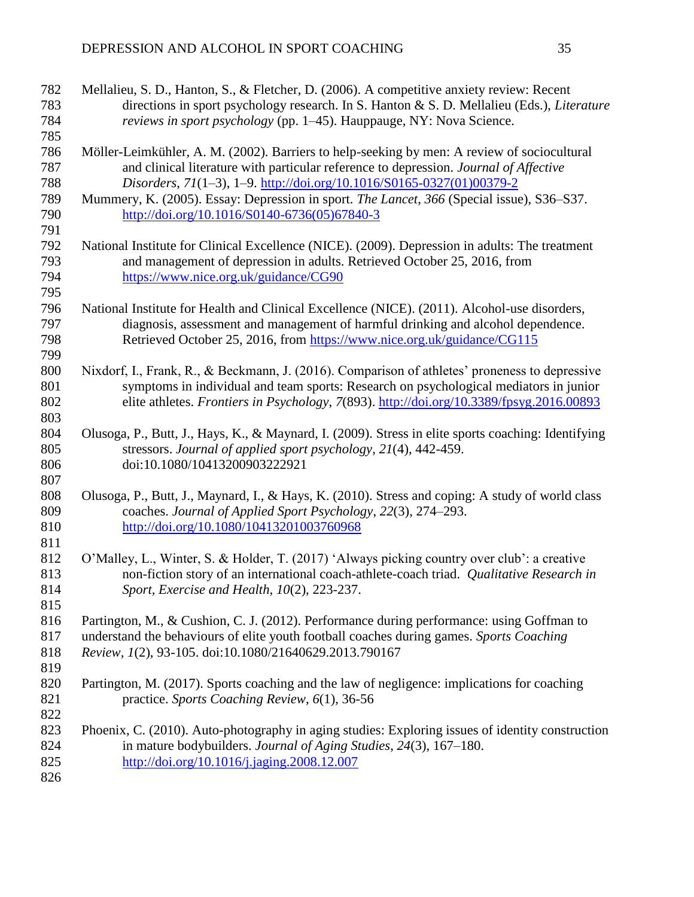Mellalieu, S. D., Hanton, S., & Fletcher, D. (2006). A competitive anxiety review: Recent directions in sport psychology research. In S. Hanton & S. D. Mellalieu (Eds.), *Literature reviews in sport psychology* (pp. 1–45). Hauppauge, NY: Nova Science.

Möller-Leimkühler, A. M. (2002). Barriers to help-seeking by men: A review of sociocultural and clinical literature with particular reference to depression. *Journal of Affective Disorders*, *71*(1–3), 1–9. http://doi.org/10.1016/S0165-0327(01)00379-2

Mummery, K. (2005). Essay: Depression in sport. *The Lancet*, *366* (Special issue), S36–S37. http://doi.org/10.1016/S0140-6736(05)67840-3

National Institute for Clinical Excellence (NICE). (2009). Depression in adults: The treatment and management of depression in adults. Retrieved October 25, 2016, from https://www.nice.org.uk/guidance/CG90

National Institute for Health and Clinical Excellence (NICE). (2011). Alcohol-use disorders, diagnosis, assessment and management of harmful drinking and alcohol dependence. Retrieved October 25, 2016, from https://www.nice.org.uk/guidance/CG115

Nixdorf, I., Frank, R., & Beckmann, J. (2016). Comparison of athletes' proneness to depressive symptoms in individual and team sports: Research on psychological mediators in junior elite athletes. *Frontiers in Psychology*, *7*(893). http://doi.org/10.3389/fpsyg.2016.00893

Olusoga, P., Butt, J., Hays, K., & Maynard, I. (2009). Stress in elite sports coaching: Identifying stressors. *Journal of applied sport psychology, 21*(4), 442-459. doi:10.1080/10413200903222921

Olusoga, P., Butt, J., Maynard, I., & Hays, K. (2010). Stress and coping: A study of world class coaches. *Journal of Applied Sport Psychology*, *22*(3), 274–293. http://doi.org/10.1080/10413201003760968

O'Malley, L., Winter, S. & Holder, T. (2017) 'Always picking country over club': a creative non-fiction story of an international coach-athlete-coach triad. *Qualitative Research in Sport, Exercise and Health, 10*(2), 223-237.

Partington, M., & Cushion, C. J. (2012). Performance during performance: using Goffman to understand the behaviours of elite youth football coaches during games. *Sports Coaching Review, 1*(2), 93-105. doi:10.1080/21640629.2013.790167

Partington, M. (2017). Sports coaching and the law of negligence: implications for coaching practice. *Sports Coaching Review, 6*(1), 36-56

Phoenix, C. (2010). Auto-photography in aging studies: Exploring issues of identity construction in mature bodybuilders. *Journal of Aging Studies*, *24*(3), 167–180. http://doi.org/10.1016/j.jaging.2008.12.007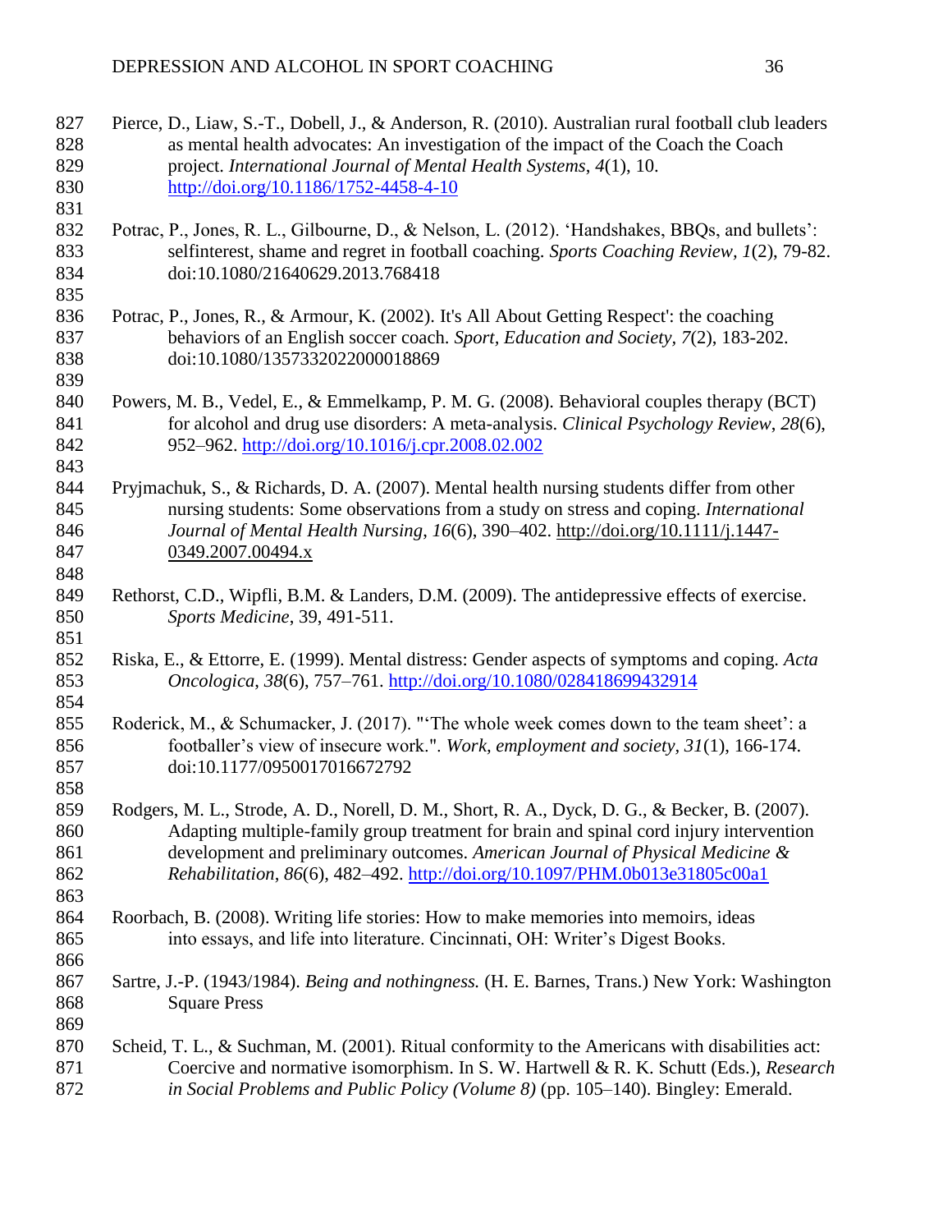Pierce, D., Liaw, S.-T., Dobell, J., & Anderson, R. (2010). Australian rural football club leaders as mental health advocates: An investigation of the impact of the Coach the Coach project. *International Journal of Mental Health Systems*, *4*(1), 10. http://doi.org/10.1186/1752-4458-4-10

Potrac, P., Jones, R. L., Gilbourne, D., & Nelson, L. (2012). 'Handshakes, BBQs, and bullets': selfinterest, shame and regret in football coaching. *Sports Coaching Review, 1*(2), 79-82. doi:10.1080/21640629.2013.768418

Potrac, P., Jones, R., & Armour, K. (2002). It's All About Getting Respect': the coaching behaviors of an English soccer coach. *Sport, Education and Society, 7*(2), 183-202. doi:10.1080/1357332022000018869

Powers, M. B., Vedel, E., & Emmelkamp, P. M. G. (2008). Behavioral couples therapy (BCT) for alcohol and drug use disorders: A meta-analysis. *Clinical Psychology Review*, *28*(6), 952–962. http://doi.org/10.1016/j.cpr.2008.02.002

Pryjmachuk, S., & Richards, D. A. (2007). Mental health nursing students differ from other nursing students: Some observations from a study on stress and coping. *International Journal of Mental Health Nursing, 16*(6), 390–402. http://doi.org/10.1111/j.1447-0349.2007.00494.x

Rethorst, C.D., Wipfli, B.M. & Landers, D.M. (2009). The antidepressive effects of exercise. *Sports Medicine*, 39, 491-511.

Riska, E., & Ettorre, E. (1999). Mental distress: Gender aspects of symptoms and coping. *Acta Oncologica*, *38*(6), 757–761. http://doi.org/10.1080/028418699432914

Roderick, M., & Schumacker, J. (2017). "'The whole week comes down to the team sheet': a footballer's view of insecure work.". *Work, employment and society, 31*(1), 166-174. doi:10.1177/0950017016672792

Rodgers, M. L., Strode, A. D., Norell, D. M., Short, R. A., Dyck, D. G., & Becker, B. (2007). Adapting multiple-family group treatment for brain and spinal cord injury intervention development and preliminary outcomes. *American Journal of Physical Medicine & Rehabilitation*, *86*(6), 482–492. http://doi.org/10.1097/PHM.0b013e31805c00a1

Roorbach, B. (2008). Writing life stories: How to make memories into memoirs, ideas into essays, and life into literature. Cincinnati, OH: Writer's Digest Books.

Sartre, J.-P. (1943/1984). *Being and nothingness.* (H. E. Barnes, Trans.) New York: Washington Square Press

Scheid, T. L., & Suchman, M. (2001). Ritual conformity to the Americans with disabilities act: Coercive and normative isomorphism. In S. W. Hartwell & R. K. Schutt (Eds.), *Research in Social Problems and Public Policy (Volume 8)* (pp. 105–140). Bingley: Emerald.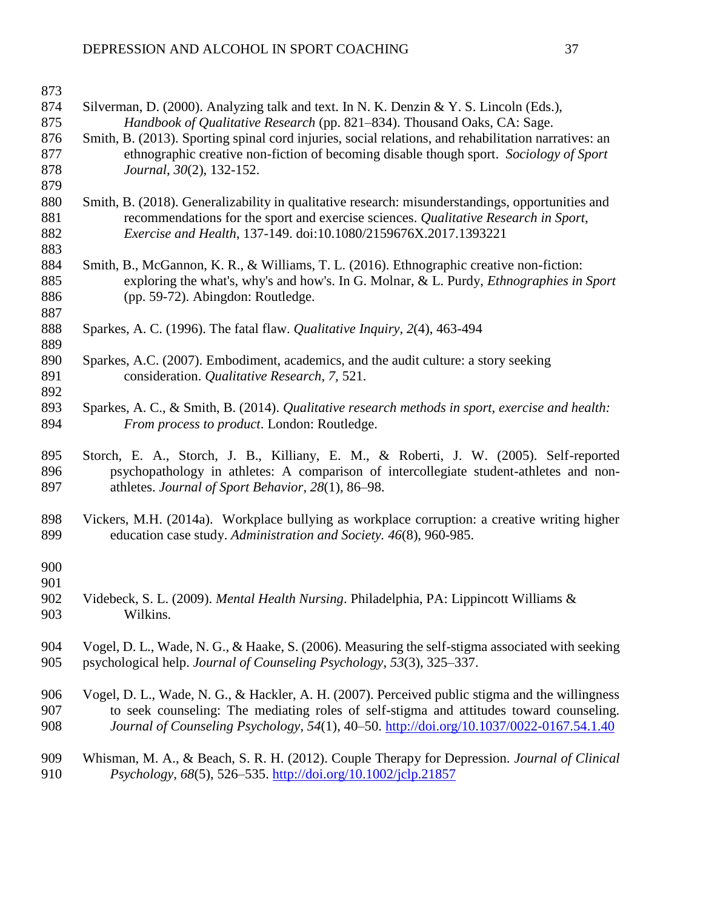Silverman, D. (2000). Analyzing talk and text. In N. K. Denzin & Y. S. Lincoln (Eds.), *Handbook of Qualitative Research* (pp. 821–834). Thousand Oaks, CA: Sage.

Smith, B. (2013). Sporting spinal cord injuries, social relations, and rehabilitation narratives: an ethnographic creative non-fiction of becoming disable though sport. *Sociology of Sport Journal, 30*(2), 132-152.

Smith, B. (2018). Generalizability in qualitative research: misunderstandings, opportunities and recommendations for the sport and exercise sciences. *Qualitative Research in Sport, Exercise and Health*, 137-149. doi:10.1080/2159676X.2017.1393221

Smith, B., McGannon, K. R., & Williams, T. L. (2016). Ethnographic creative non-fiction: exploring the what's, why's and how's. In G. Molnar, & L. Purdy, *Ethnographies in Sport* (pp. 59-72). Abingdon: Routledge.

Sparkes, A. C. (1996). The fatal flaw. *Qualitative Inquiry*, *2*(4), 463-494

Sparkes, A.C. (2007). Embodiment, academics, and the audit culture: a story seeking consideration. *Qualitative Research, 7*, 521.

Sparkes, A. C., & Smith, B. (2014). *Qualitative research methods in sport, exercise and health: From process to product*. London: Routledge.

Storch, E. A., Storch, J. B., Killiany, E. M., & Roberti, J. W. (2005). Self-reported psychopathology in athletes: A comparison of intercollegiate student-athletes and non-athletes. *Journal of Sport Behavior*, *28*(1), 86–98.

Vickers, M.H. (2014a). Workplace bullying as workplace corruption: a creative writing higher education case study. *Administration and Society. 46*(8), 960-985.

Videbeck, S. L. (2009). *Mental Health Nursing*. Philadelphia, PA: Lippincott Williams & Wilkins.

Vogel, D. L., Wade, N. G., & Haake, S. (2006). Measuring the self-stigma associated with seeking psychological help. *Journal of Counseling Psychology*, *53*(3), 325–337.

Vogel, D. L., Wade, N. G., & Hackler, A. H. (2007). Perceived public stigma and the willingness to seek counseling: The mediating roles of self-stigma and attitudes toward counseling. *Journal of Counseling Psychology*, *54*(1), 40–50. http://doi.org/10.1037/0022-0167.54.1.40

Whisman, M. A., & Beach, S. R. H. (2012). Couple Therapy for Depression. *Journal of Clinical Psychology*, *68*(5), 526–535. http://doi.org/10.1002/jclp.21857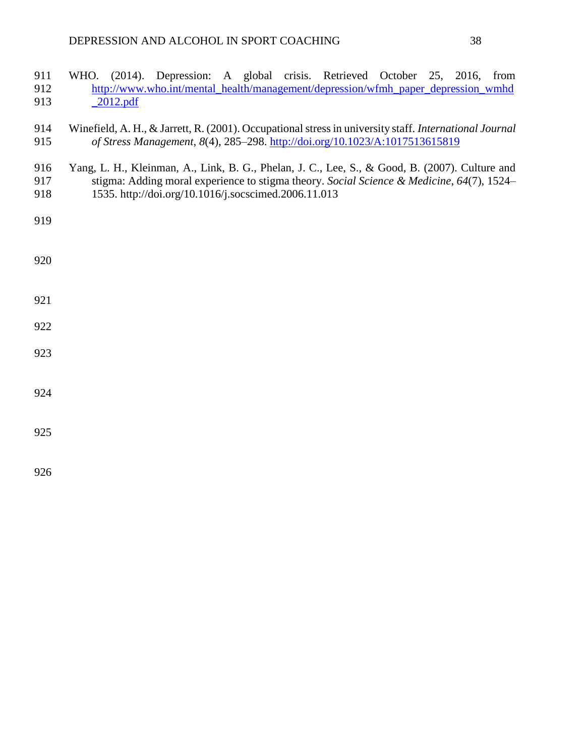WHO. (2014). Depression: A global crisis. Retrieved October 25, 2016, from http://www.who.int/mental_health/management/depression/wfmh_paper_depression_wmhd_2012.pdf

Winefield, A. H., & Jarrett, R. (2001). Occupational stress in university staff. *International Journal of Stress Management*, *8*(4), 285–298. http://doi.org/10.1023/A:1017513615819

Yang, L. H., Kleinman, A., Link, B. G., Phelan, J. C., Lee, S., & Good, B. (2007). Culture and stigma: Adding moral experience to stigma theory. *Social Science & Medicine*, *64*(7), 1524–1535. http://doi.org/10.1016/j.socscimed.2006.11.013